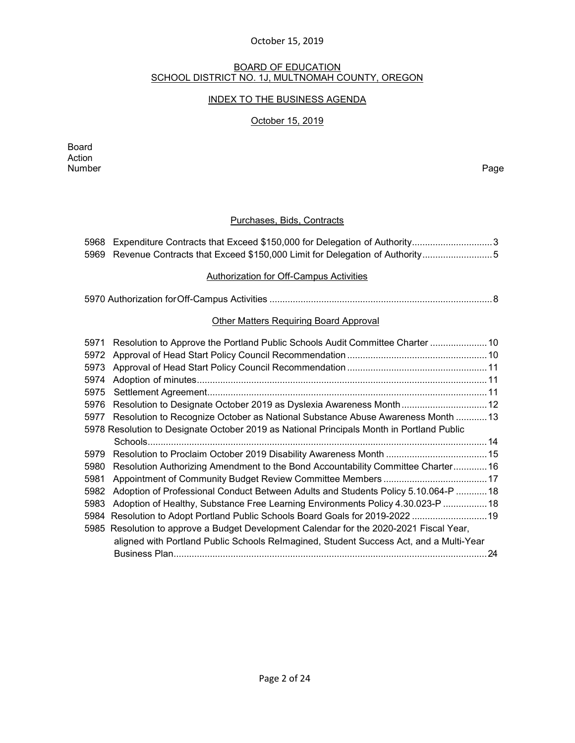## BOARD OF EDUCATION
## SCHOOL DISTRICT NO. 1J, MULTNOMAH COUNTY, OREGON

### INDEX TO THE BUSINESS AGENDA

### October 15, 2019

| Board Action Number | | Page |
|---|---|---|
| | **Purchases, Bids, Contracts** | |
| 5968 | Expenditure Contracts that Exceed $150,000 for Delegation of Authority | 3 |
| 5969 | Revenue Contracts that Exceed $150,000 Limit for Delegation of Authority | 5 |
| | **Authorization for Off-Campus Activities** | |
| 5970 | Authorization for Off-Campus Activities | 8 |
| | **Other Matters Requiring Board Approval** | |
| 5971 | Resolution to Approve the Portland Public Schools Audit Committee Charter | 10 |
| 5972 | Approval of Head Start Policy Council Recommendation | 10 |
| 5973 | Approval of Head Start Policy Council Recommendation | 11 |
| 5974 | Adoption of minutes | 11 |
| 5975 | Settlement Agreement | 11 |
| 5976 | Resolution to Designate October 2019 as Dyslexia Awareness Month | 12 |
| 5977 | Resolution to Recognize October as National Substance Abuse Awareness Month | 13 |
| 5978 | Resolution to Designate October 2019 as National Principals Month in Portland Public Schools | 14 |
| 5979 | Resolution to Proclaim October 2019 Disability Awareness Month | 15 |
| 5980 | Resolution Authorizing Amendment to the Bond Accountability Committee Charter | 16 |
| 5981 | Appointment of Community Budget Review Committee Members | 17 |
| 5982 | Adoption of Professional Conduct Between Adults and Students Policy 5.10.064-P | 18 |
| 5983 | Adoption of Healthy, Substance Free Learning Environments Policy 4.30.023-P | 18 |
| 5984 | Resolution to Adopt Portland Public Schools Board Goals for 2019-2022 | 19 |
| 5985 | Resolution to approve a Budget Development Calendar for the 2020-2021 Fiscal Year, aligned with Portland Public Schools ReImagined, Student Success Act, and a Multi-Year Business Plan | 24 |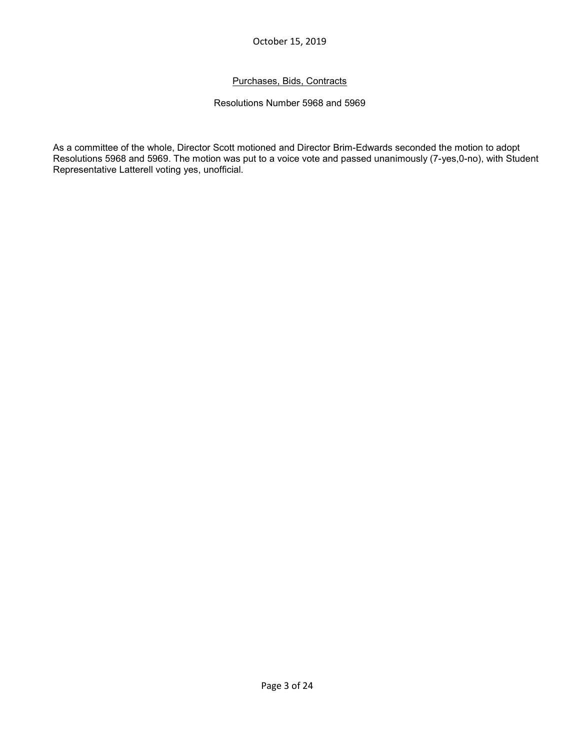October 15, 2019

## Purchases, Bids, Contracts

Resolutions Number 5968 and 5969

As a committee of the whole, Director Scott motioned and Director Brim-Edwards seconded the motion to adopt Resolutions 5968 and 5969. The motion was put to a voice vote and passed unanimously (7-yes,0-no), with Student Representative Latterell voting yes, unofficial.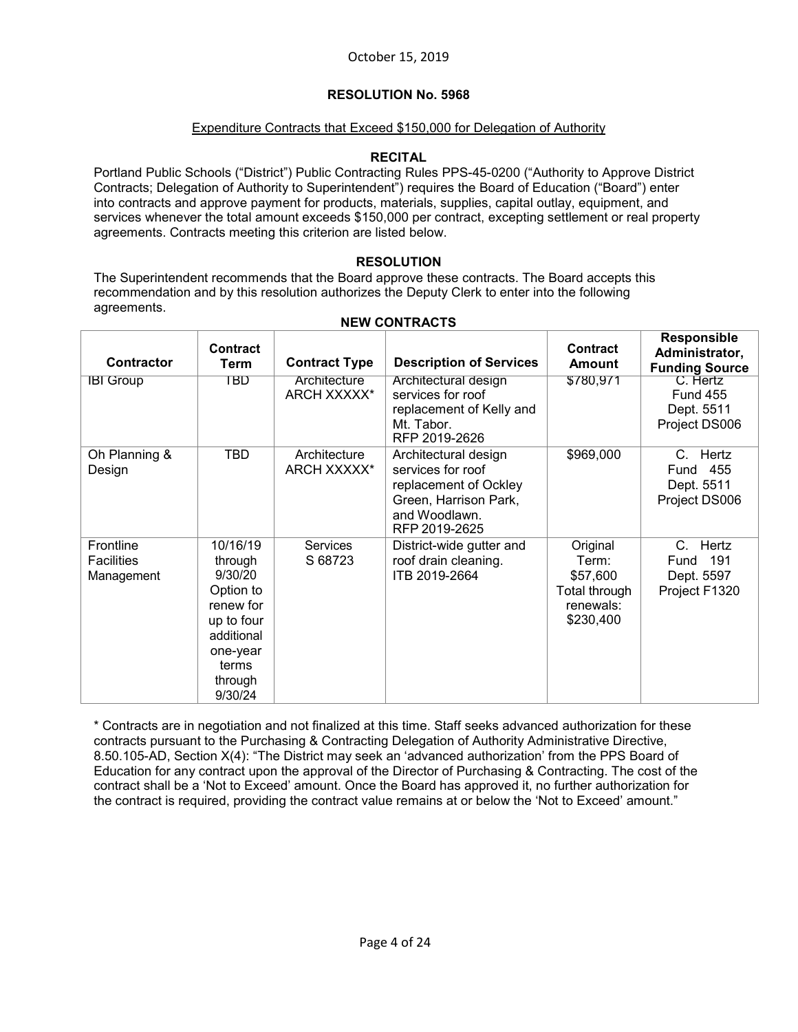October 15, 2019

## RESOLUTION No. 5968

Expenditure Contracts that Exceed $150,000 for Delegation of Authority

### RECITAL

Portland Public Schools ("District") Public Contracting Rules PPS-45-0200 ("Authority to Approve District Contracts; Delegation of Authority to Superintendent") requires the Board of Education ("Board") enter into contracts and approve payment for products, materials, supplies, capital outlay, equipment, and services whenever the total amount exceeds $150,000 per contract, excepting settlement or real property agreements. Contracts meeting this criterion are listed below.

### RESOLUTION

The Superintendent recommends that the Board approve these contracts. The Board accepts this recommendation and by this resolution authorizes the Deputy Clerk to enter into the following agreements.

**NEW CONTRACTS**

| Contractor | Contract Term | Contract Type | Description of Services | Contract Amount | Responsible Administrator, Funding Source |
|---|---|---|---|---|---|
| IBI Group | TBD | Architecture ARCH XXXXX* | Architectural design services for roof replacement of Kelly and Mt. Tabor. RFP 2019-2626 | $780,971 | C. Hertz Fund 455 Dept. 5511 Project DS006 |
| Oh Planning & Design | TBD | Architecture ARCH XXXXX* | Architectural design services for roof replacement of Ockley Green, Harrison Park, and Woodlawn. RFP 2019-2625 | $969,000 | C. Hertz Fund 455 Dept. 5511 Project DS006 |
| Frontline Facilities Management | 10/16/19 through 9/30/20 Option to renew for up to four additional one-year terms through 9/30/24 | Services S 68723 | District-wide gutter and roof drain cleaning. ITB 2019-2664 | Original Term: $57,600 Total through renewals: $230,400 | C. Hertz Fund 191 Dept. 5597 Project F1320 |

* Contracts are in negotiation and not finalized at this time. Staff seeks advanced authorization for these contracts pursuant to the Purchasing & Contracting Delegation of Authority Administrative Directive, 8.50.105-AD, Section X(4): "The District may seek an 'advanced authorization' from the PPS Board of Education for any contract upon the approval of the Director of Purchasing & Contracting. The cost of the contract shall be a 'Not to Exceed' amount. Once the Board has approved it, no further authorization for the contract is required, providing the contract value remains at or below the 'Not to Exceed' amount."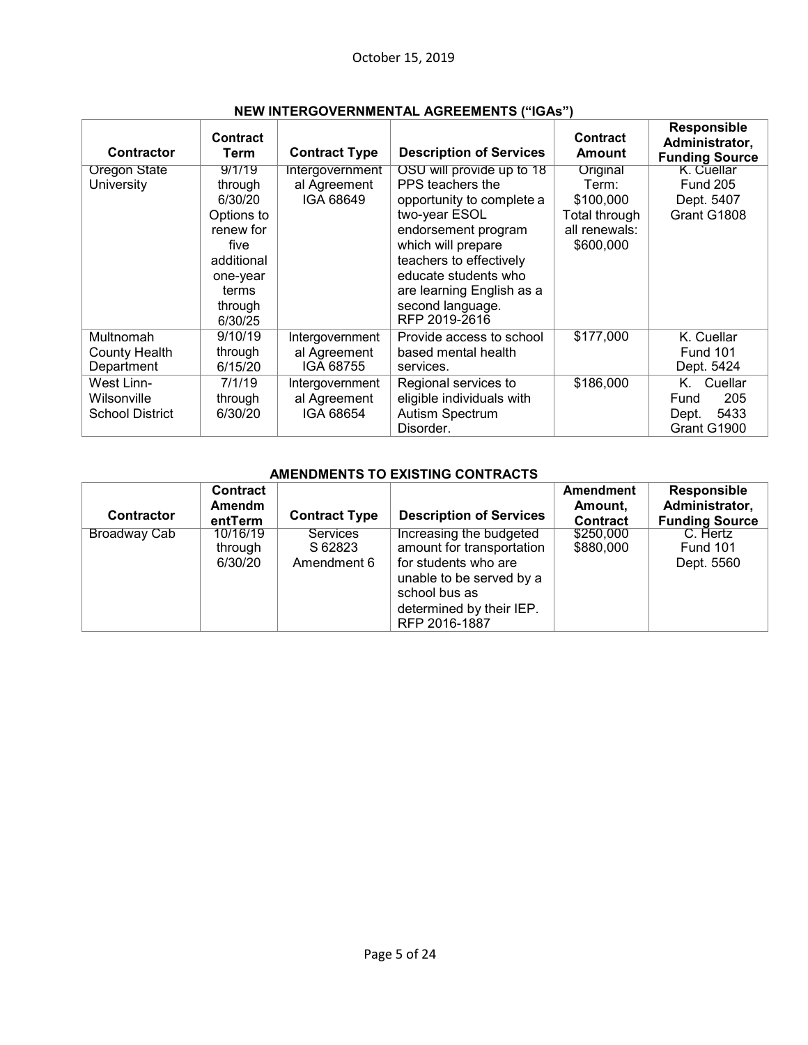October 15, 2019

**NEW INTERGOVERNMENTAL AGREEMENTS ("IGAs")**

| Contractor | Contract Term | Contract Type | Description of Services | Contract Amount | Responsible Administrator, Funding Source |
|---|---|---|---|---|---|
| Oregon State University | 9/1/19 through 6/30/20 Options to renew for five additional one-year terms through 6/30/25 | Intergovernmental Agreement IGA 68649 | OSU will provide up to 18 PPS teachers the opportunity to complete a two-year ESOL endorsement program which will prepare teachers to effectively educate students who are learning English as a second language. RFP 2019-2616 | Original Term: $100,000 Total through all renewals: $600,000 | K. Cuellar Fund 205 Dept. 5407 Grant G1808 |
| Multnomah County Health Department | 9/10/19 through 6/15/20 | Intergovernmental Agreement IGA 68755 | Provide access to school based mental health services. | $177,000 | K. Cuellar Fund 101 Dept. 5424 |
| West Linn-Wilsonville School District | 7/1/19 through 6/30/20 | Intergovernmental Agreement IGA 68654 | Regional services to eligible individuals with Autism Spectrum Disorder. | $186,000 | K. Cuellar Fund 205 Dept. 5433 Grant G1900 |

**AMENDMENTS TO EXISTING CONTRACTS**

| Contractor | Contract Amendment Term | Contract Type | Description of Services | Amendment Amount, Contract | Responsible Administrator, Funding Source |
|---|---|---|---|---|---|
| Broadway Cab | 10/16/19 through 6/30/20 | Services S 62823 Amendment 6 | Increasing the budgeted amount for transportation for students who are unable to be served by a school bus as determined by their IEP. RFP 2016-1887 | $250,000 $880,000 | C. Hertz Fund 101 Dept. 5560 |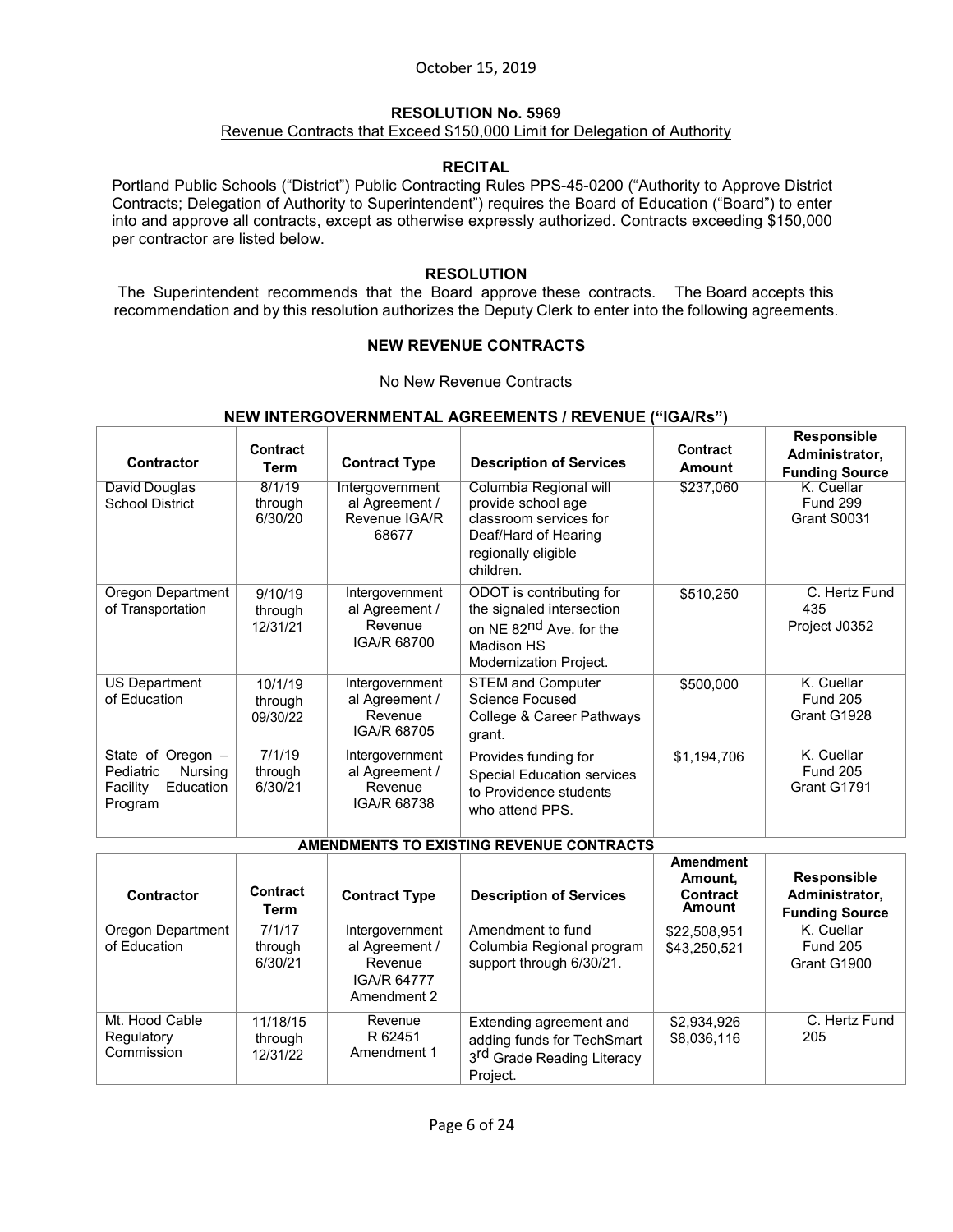October 15, 2019

## RESOLUTION No. 5969

Revenue Contracts that Exceed $150,000 Limit for Delegation of Authority

### RECITAL

Portland Public Schools ("District") Public Contracting Rules PPS-45-0200 ("Authority to Approve District Contracts; Delegation of Authority to Superintendent") requires the Board of Education ("Board") to enter into and approve all contracts, except as otherwise expressly authorized. Contracts exceeding $150,000 per contractor are listed below.

### RESOLUTION

The Superintendent recommends that the Board approve these contracts. The Board accepts this recommendation and by this resolution authorizes the Deputy Clerk to enter into the following agreements.

### NEW REVENUE CONTRACTS

No New Revenue Contracts

### NEW INTERGOVERNMENTAL AGREEMENTS / REVENUE ("IGA/Rs")

| Contractor | Contract Term | Contract Type | Description of Services | Contract Amount | Responsible Administrator, Funding Source |
|---|---|---|---|---|---|
| David Douglas School District | 8/1/19 through 6/30/20 | Intergovernmental Agreement / Revenue IGA/R 68677 | Columbia Regional will provide school age classroom services for Deaf/Hard of Hearing regionally eligible children. | $237,060 | K. Cuellar Fund 299 Grant S0031 |
| Oregon Department of Transportation | 9/10/19 through 12/31/21 | Intergovernmental Agreement / Revenue IGA/R 68700 | ODOT is contributing for the signaled intersection on NE 82nd Ave. for the Madison HS Modernization Project. | $510,250 | C. Hertz Fund 435 Project J0352 |
| US Department of Education | 10/1/19 through 09/30/22 | Intergovernmental Agreement / Revenue IGA/R 68705 | STEM and Computer Science Focused College & Career Pathways grant. | $500,000 | K. Cuellar Fund 205 Grant G1928 |
| State of Oregon – Pediatric Nursing Facility Education Program | 7/1/19 through 6/30/21 | Intergovernmental Agreement / Revenue IGA/R 68738 | Provides funding for Special Education services to Providence students who attend PPS. | $1,194,706 | K. Cuellar Fund 205 Grant G1791 |

### AMENDMENTS TO EXISTING REVENUE CONTRACTS

| Contractor | Contract Term | Contract Type | Description of Services | Amendment Amount, Contract Amount | Responsible Administrator, Funding Source |
|---|---|---|---|---|---|
| Oregon Department of Education | 7/1/17 through 6/30/21 | Intergovernmental Agreement / Revenue IGA/R 64777 Amendment 2 | Amendment to fund Columbia Regional program support through 6/30/21. | $22,508,951 $43,250,521 | K. Cuellar Fund 205 Grant G1900 |
| Mt. Hood Cable Regulatory Commission | 11/18/15 through 12/31/22 | Revenue R 62451 Amendment 1 | Extending agreement and adding funds for TechSmart 3rd Grade Reading Literacy Project. | $2,934,926 $8,036,116 | C. Hertz Fund 205 |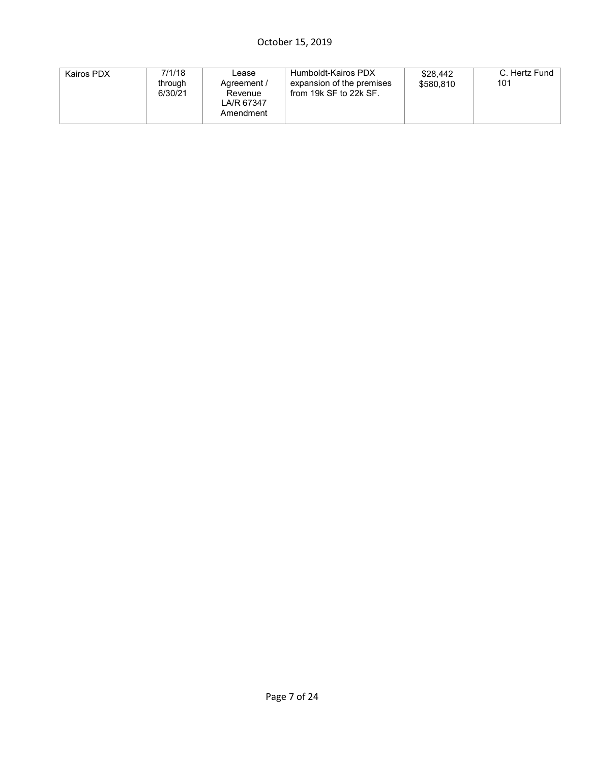| Kairos PDX | 7/1/18 through 6/30/21 | Lease Agreement / Revenue LA/R 67347 Amendment | Humboldt-Kairos PDX expansion of the premises from 19k SF to 22k SF. | $28,442 $580,810 | C. Hertz Fund 101 |
|---|---|---|---|---|---|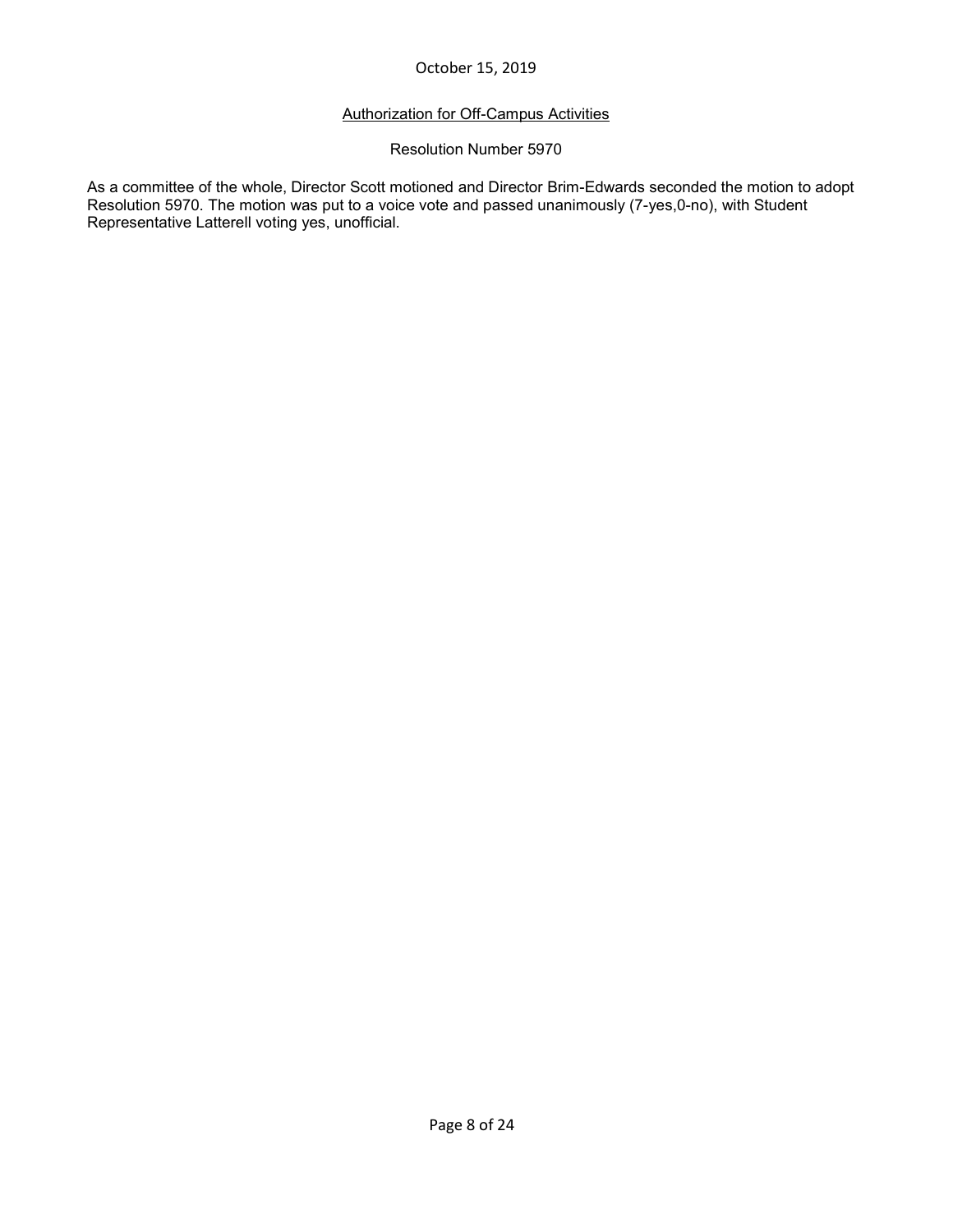October 15, 2019

## Authorization for Off-Campus Activities

Resolution Number 5970

As a committee of the whole, Director Scott motioned and Director Brim-Edwards seconded the motion to adopt Resolution 5970. The motion was put to a voice vote and passed unanimously (7-yes,0-no), with Student Representative Latterell voting yes, unofficial.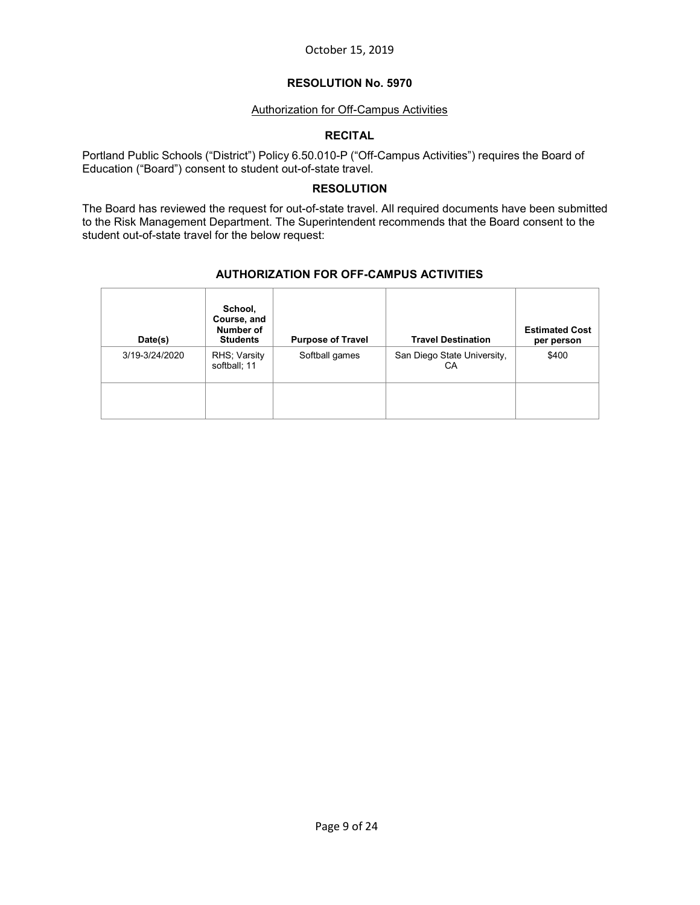October 15, 2019

## RESOLUTION No. 5970

Authorization for Off-Campus Activities

### RECITAL

Portland Public Schools ("District") Policy 6.50.010-P ("Off-Campus Activities") requires the Board of Education ("Board") consent to student out-of-state travel.

### RESOLUTION

The Board has reviewed the request for out-of-state travel. All required documents have been submitted to the Risk Management Department. The Superintendent recommends that the Board consent to the student out-of-state travel for the below request:

### AUTHORIZATION FOR OFF-CAMPUS ACTIVITIES

| Date(s) | School, Course, and Number of Students | Purpose of Travel | Travel Destination | Estimated Cost per person |
|---|---|---|---|---|
| 3/19-3/24/2020 | RHS; Varsity softball; 11 | Softball games | San Diego State University, CA | $400 |
| | | | | |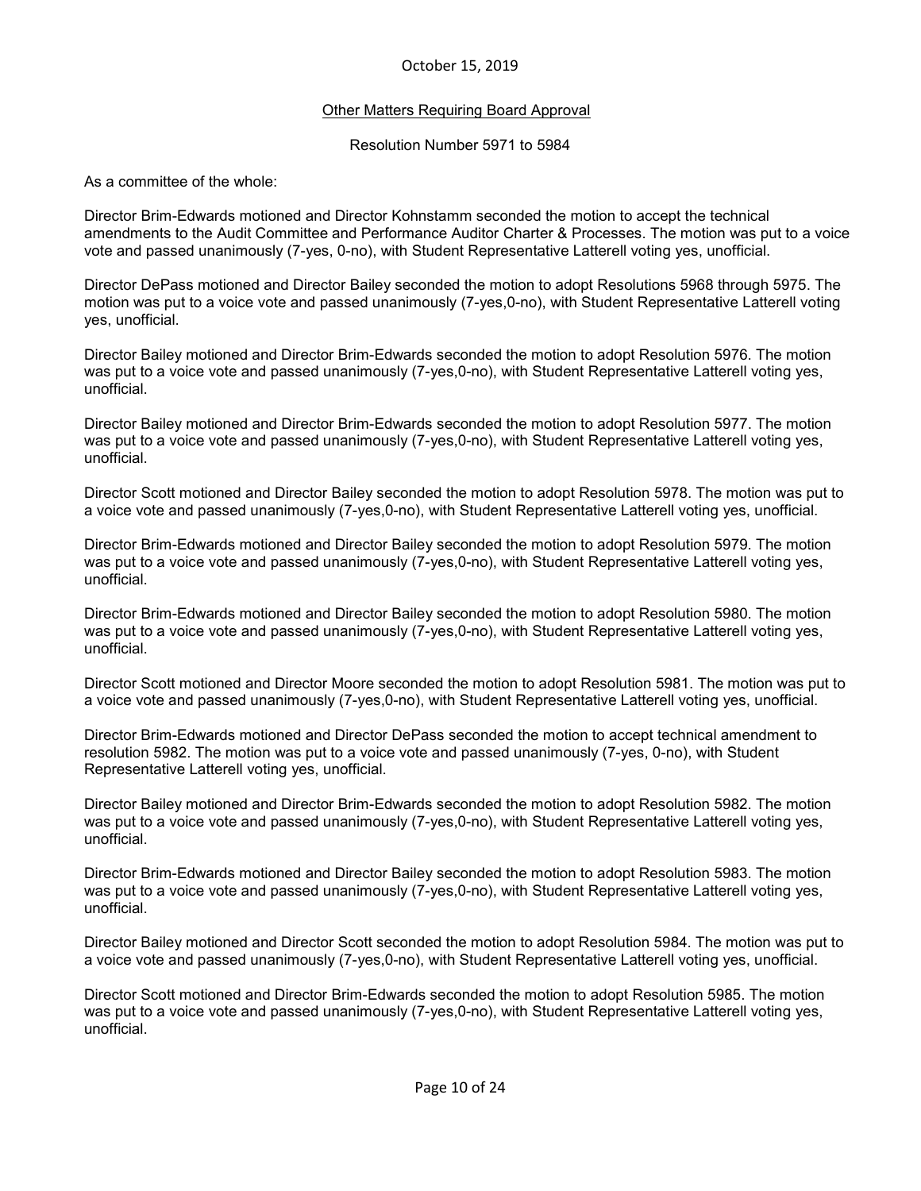October 15, 2019

## Other Matters Requiring Board Approval

Resolution Number 5971 to 5984

As a committee of the whole:

Director Brim-Edwards motioned and Director Kohnstamm seconded the motion to accept the technical amendments to the Audit Committee and Performance Auditor Charter & Processes. The motion was put to a voice vote and passed unanimously (7-yes, 0-no), with Student Representative Latterell voting yes, unofficial.

Director DePass motioned and Director Bailey seconded the motion to adopt Resolutions 5968 through 5975. The motion was put to a voice vote and passed unanimously (7-yes,0-no), with Student Representative Latterell voting yes, unofficial.

Director Bailey motioned and Director Brim-Edwards seconded the motion to adopt Resolution 5976. The motion was put to a voice vote and passed unanimously (7-yes,0-no), with Student Representative Latterell voting yes, unofficial.

Director Bailey motioned and Director Brim-Edwards seconded the motion to adopt Resolution 5977. The motion was put to a voice vote and passed unanimously (7-yes,0-no), with Student Representative Latterell voting yes, unofficial.

Director Scott motioned and Director Bailey seconded the motion to adopt Resolution 5978. The motion was put to a voice vote and passed unanimously (7-yes,0-no), with Student Representative Latterell voting yes, unofficial.

Director Brim-Edwards motioned and Director Bailey seconded the motion to adopt Resolution 5979. The motion was put to a voice vote and passed unanimously (7-yes,0-no), with Student Representative Latterell voting yes, unofficial.

Director Brim-Edwards motioned and Director Bailey seconded the motion to adopt Resolution 5980. The motion was put to a voice vote and passed unanimously (7-yes,0-no), with Student Representative Latterell voting yes, unofficial.

Director Scott motioned and Director Moore seconded the motion to adopt Resolution 5981. The motion was put to a voice vote and passed unanimously (7-yes,0-no), with Student Representative Latterell voting yes, unofficial.

Director Brim-Edwards motioned and Director DePass seconded the motion to accept technical amendment to resolution 5982. The motion was put to a voice vote and passed unanimously (7-yes, 0-no), with Student Representative Latterell voting yes, unofficial.

Director Bailey motioned and Director Brim-Edwards seconded the motion to adopt Resolution 5982. The motion was put to a voice vote and passed unanimously (7-yes,0-no), with Student Representative Latterell voting yes, unofficial.

Director Brim-Edwards motioned and Director Bailey seconded the motion to adopt Resolution 5983. The motion was put to a voice vote and passed unanimously (7-yes,0-no), with Student Representative Latterell voting yes, unofficial.

Director Bailey motioned and Director Scott seconded the motion to adopt Resolution 5984. The motion was put to a voice vote and passed unanimously (7-yes,0-no), with Student Representative Latterell voting yes, unofficial.

Director Scott motioned and Director Brim-Edwards seconded the motion to adopt Resolution 5985. The motion was put to a voice vote and passed unanimously (7-yes,0-no), with Student Representative Latterell voting yes, unofficial.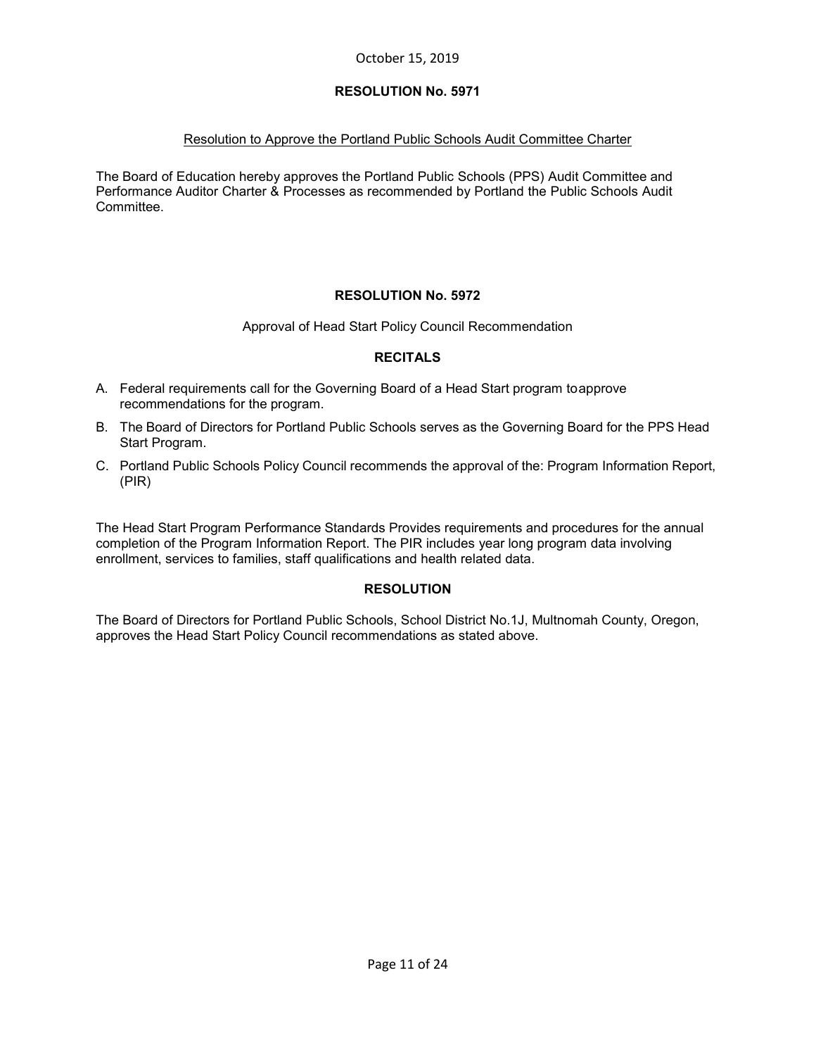October 15, 2019

## RESOLUTION No. 5971

Resolution to Approve the Portland Public Schools Audit Committee Charter

The Board of Education hereby approves the Portland Public Schools (PPS) Audit Committee and Performance Auditor Charter & Processes as recommended by Portland the Public Schools Audit Committee.

## RESOLUTION No. 5972

Approval of Head Start Policy Council Recommendation

### RECITALS

A. Federal requirements call for the Governing Board of a Head Start program toapprove recommendations for the program.

B. The Board of Directors for Portland Public Schools serves as the Governing Board for the PPS Head Start Program.

C. Portland Public Schools Policy Council recommends the approval of the: Program Information Report, (PIR)

The Head Start Program Performance Standards Provides requirements and procedures for the annual completion of the Program Information Report. The PIR includes year long program data involving enrollment, services to families, staff qualifications and health related data.

### RESOLUTION

The Board of Directors for Portland Public Schools, School District No.1J, Multnomah County, Oregon, approves the Head Start Policy Council recommendations as stated above.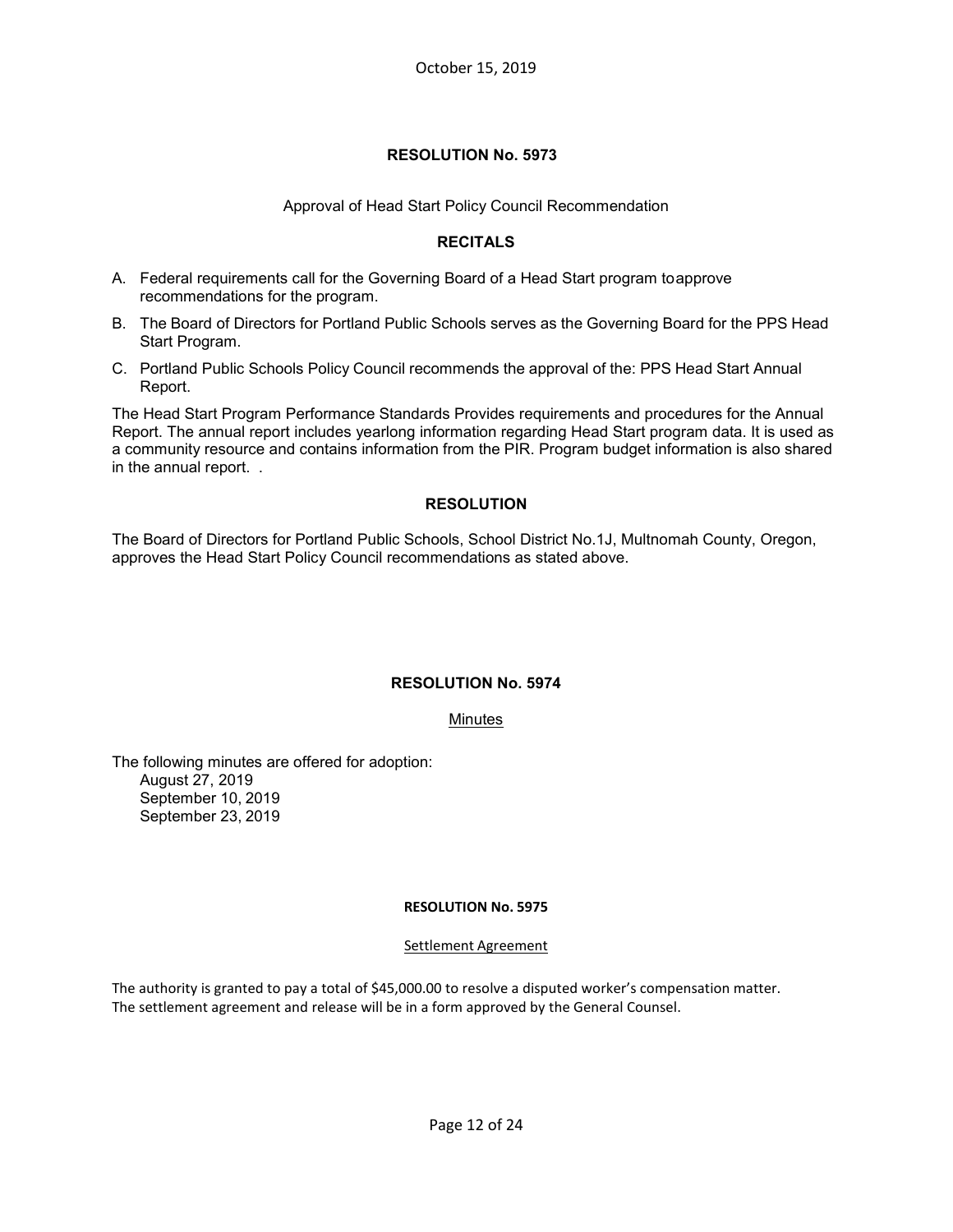October 15, 2019

## RESOLUTION No. 5973

Approval of Head Start Policy Council Recommendation

### RECITALS

A. Federal requirements call for the Governing Board of a Head Start program toapprove recommendations for the program.

B. The Board of Directors for Portland Public Schools serves as the Governing Board for the PPS Head Start Program.

C. Portland Public Schools Policy Council recommends the approval of the: PPS Head Start Annual Report.

The Head Start Program Performance Standards Provides requirements and procedures for the Annual Report. The annual report includes yearlong information regarding Head Start program data. It is used as a community resource and contains information from the PIR. Program budget information is also shared in the annual report. .

### RESOLUTION

The Board of Directors for Portland Public Schools, School District No.1J, Multnomah County, Oregon, approves the Head Start Policy Council recommendations as stated above.

## RESOLUTION No. 5974

Minutes

The following minutes are offered for adoption:
- August 27, 2019
- September 10, 2019
- September 23, 2019

## RESOLUTION No. 5975

Settlement Agreement

The authority is granted to pay a total of $45,000.00 to resolve a disputed worker's compensation matter. The settlement agreement and release will be in a form approved by the General Counsel.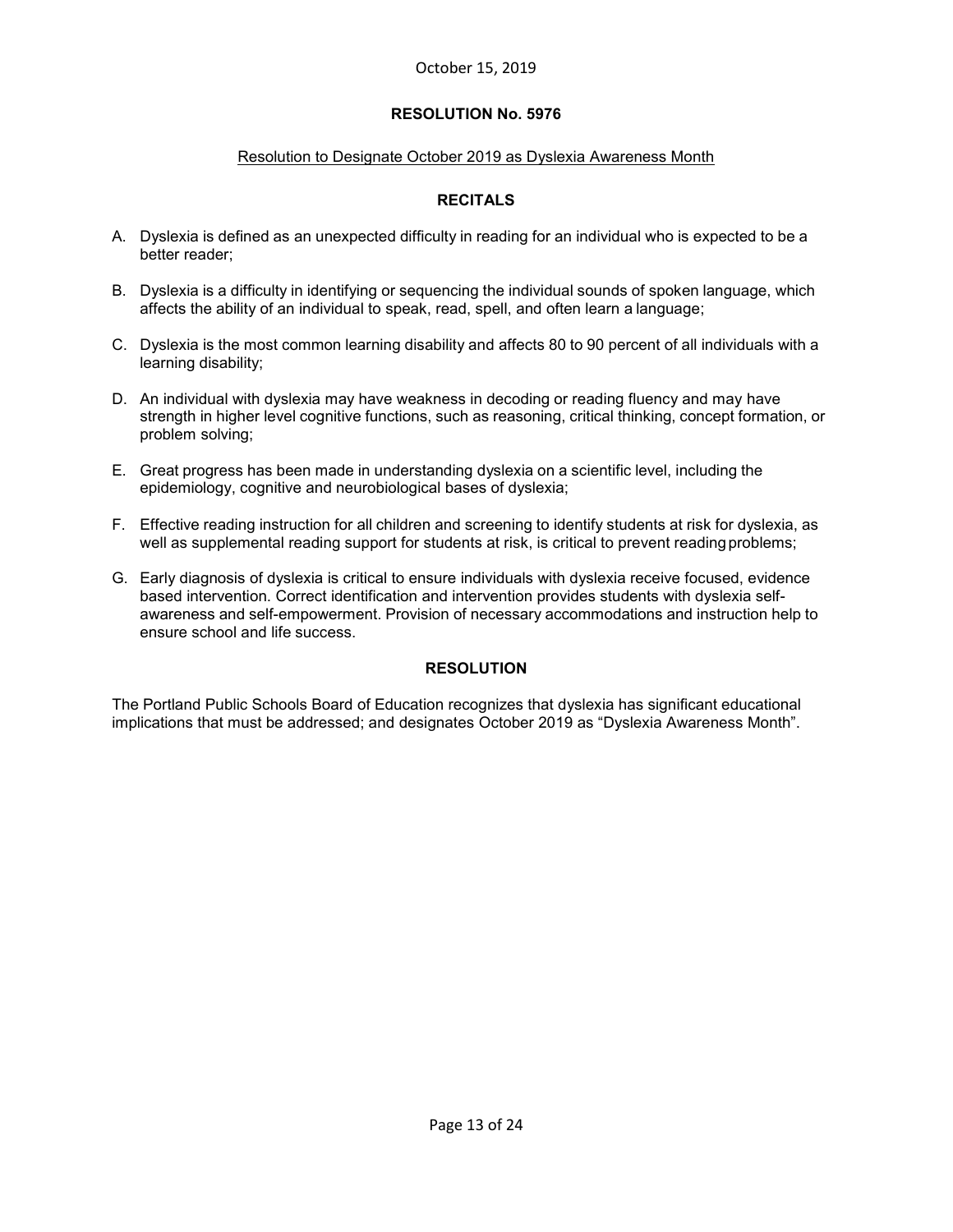October 15, 2019

# RESOLUTION No. 5976

Resolution to Designate October 2019 as Dyslexia Awareness Month

## RECITALS

A. Dyslexia is defined as an unexpected difficulty in reading for an individual who is expected to be a better reader;

B. Dyslexia is a difficulty in identifying or sequencing the individual sounds of spoken language, which affects the ability of an individual to speak, read, spell, and often learn a language;

C. Dyslexia is the most common learning disability and affects 80 to 90 percent of all individuals with a learning disability;

D. An individual with dyslexia may have weakness in decoding or reading fluency and may have strength in higher level cognitive functions, such as reasoning, critical thinking, concept formation, or problem solving;

E. Great progress has been made in understanding dyslexia on a scientific level, including the epidemiology, cognitive and neurobiological bases of dyslexia;

F. Effective reading instruction for all children and screening to identify students at risk for dyslexia, as well as supplemental reading support for students at risk, is critical to prevent reading problems;

G. Early diagnosis of dyslexia is critical to ensure individuals with dyslexia receive focused, evidence based intervention. Correct identification and intervention provides students with dyslexia self-awareness and self-empowerment. Provision of necessary accommodations and instruction help to ensure school and life success.

## RESOLUTION

The Portland Public Schools Board of Education recognizes that dyslexia has significant educational implications that must be addressed; and designates October 2019 as "Dyslexia Awareness Month".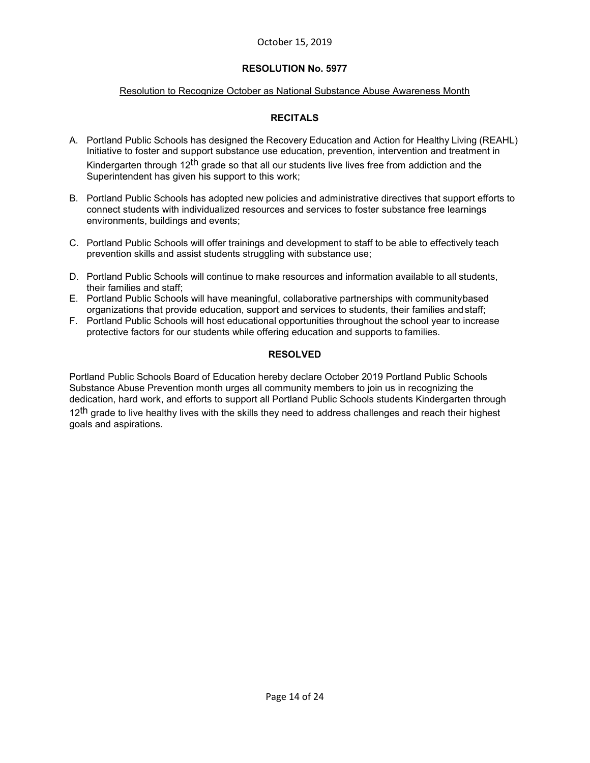October 15, 2019

**RESOLUTION No. 5977**

Resolution to Recognize October as National Substance Abuse Awareness Month

**RECITALS**

A. Portland Public Schools has designed the Recovery Education and Action for Healthy Living (REAHL) Initiative to foster and support substance use education, prevention, intervention and treatment in Kindergarten through 12th grade so that all our students live lives free from addiction and the Superintendent has given his support to this work;

B. Portland Public Schools has adopted new policies and administrative directives that support efforts to connect students with individualized resources and services to foster substance free learnings environments, buildings and events;

C. Portland Public Schools will offer trainings and development to staff to be able to effectively teach prevention skills and assist students struggling with substance use;

D. Portland Public Schools will continue to make resources and information available to all students, their families and staff;

E. Portland Public Schools will have meaningful, collaborative partnerships with communitybased organizations that provide education, support and services to students, their families and staff;

F. Portland Public Schools will host educational opportunities throughout the school year to increase protective factors for our students while offering education and supports to families.

**RESOLVED**

Portland Public Schools Board of Education hereby declare October 2019 Portland Public Schools Substance Abuse Prevention month urges all community members to join us in recognizing the dedication, hard work, and efforts to support all Portland Public Schools students Kindergarten through 12th grade to live healthy lives with the skills they need to address challenges and reach their highest goals and aspirations.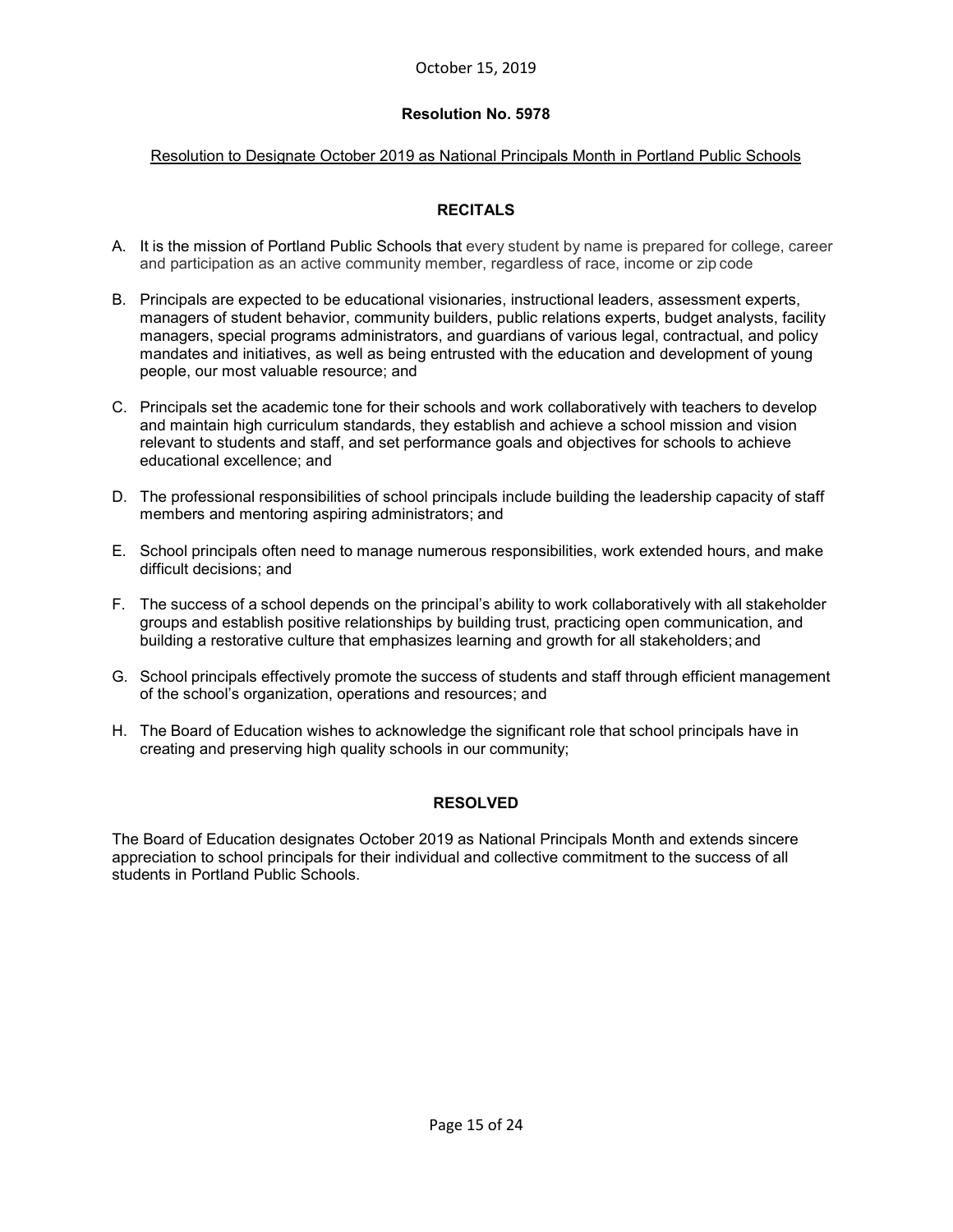October 15, 2019

**Resolution No. 5978**

Resolution to Designate October 2019 as National Principals Month in Portland Public Schools

## RECITALS

A. It is the mission of Portland Public Schools that every student by name is prepared for college, career and participation as an active community member, regardless of race, income or zip code

B. Principals are expected to be educational visionaries, instructional leaders, assessment experts, managers of student behavior, community builders, public relations experts, budget analysts, facility managers, special programs administrators, and guardians of various legal, contractual, and policy mandates and initiatives, as well as being entrusted with the education and development of young people, our most valuable resource; and

C. Principals set the academic tone for their schools and work collaboratively with teachers to develop and maintain high curriculum standards, they establish and achieve a school mission and vision relevant to students and staff, and set performance goals and objectives for schools to achieve educational excellence; and

D. The professional responsibilities of school principals include building the leadership capacity of staff members and mentoring aspiring administrators; and

E. School principals often need to manage numerous responsibilities, work extended hours, and make difficult decisions; and

F. The success of a school depends on the principal's ability to work collaboratively with all stakeholder groups and establish positive relationships by building trust, practicing open communication, and building a restorative culture that emphasizes learning and growth for all stakeholders; and

G. School principals effectively promote the success of students and staff through efficient management of the school's organization, operations and resources; and

H. The Board of Education wishes to acknowledge the significant role that school principals have in creating and preserving high quality schools in our community;

## RESOLVED

The Board of Education designates October 2019 as National Principals Month and extends sincere appreciation to school principals for their individual and collective commitment to the success of all students in Portland Public Schools.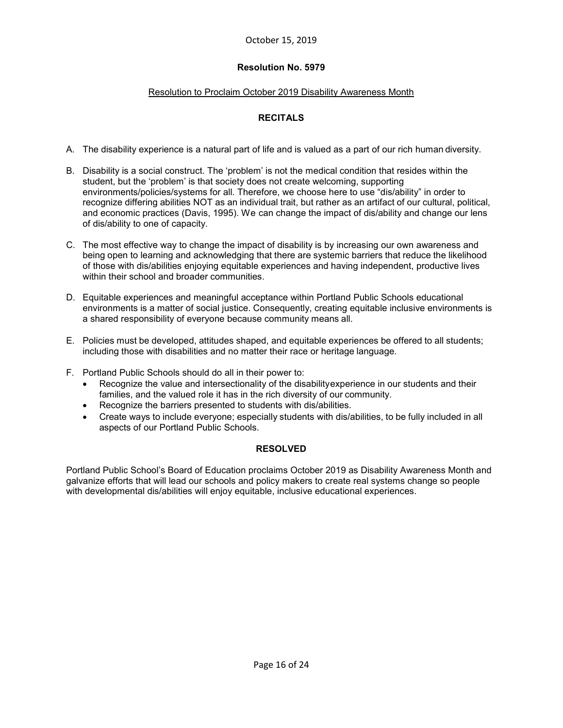October 15, 2019

**Resolution No. 5979**

Resolution to Proclaim October 2019 Disability Awareness Month

**RECITALS**

A. The disability experience is a natural part of life and is valued as a part of our rich human diversity.

B. Disability is a social construct. The 'problem' is not the medical condition that resides within the student, but the 'problem' is that society does not create welcoming, supporting environments/policies/systems for all. Therefore, we choose here to use "dis/ability" in order to recognize differing abilities NOT as an individual trait, but rather as an artifact of our cultural, political, and economic practices (Davis, 1995). We can change the impact of dis/ability and change our lens of dis/ability to one of capacity.

C. The most effective way to change the impact of disability is by increasing our own awareness and being open to learning and acknowledging that there are systemic barriers that reduce the likelihood of those with dis/abilities enjoying equitable experiences and having independent, productive lives within their school and broader communities.

D. Equitable experiences and meaningful acceptance within Portland Public Schools educational environments is a matter of social justice. Consequently, creating equitable inclusive environments is a shared responsibility of everyone because community means all.

E. Policies must be developed, attitudes shaped, and equitable experiences be offered to all students; including those with disabilities and no matter their race or heritage language.

F. Portland Public Schools should do all in their power to:
   - Recognize the value and intersectionality of the disabilityexperience in our students and their families, and the valued role it has in the rich diversity of our community.
   - Recognize the barriers presented to students with dis/abilities.
   - Create ways to include everyone; especially students with dis/abilities, to be fully included in all aspects of our Portland Public Schools.

**RESOLVED**

Portland Public School's Board of Education proclaims October 2019 as Disability Awareness Month and galvanize efforts that will lead our schools and policy makers to create real systems change so people with developmental dis/abilities will enjoy equitable, inclusive educational experiences.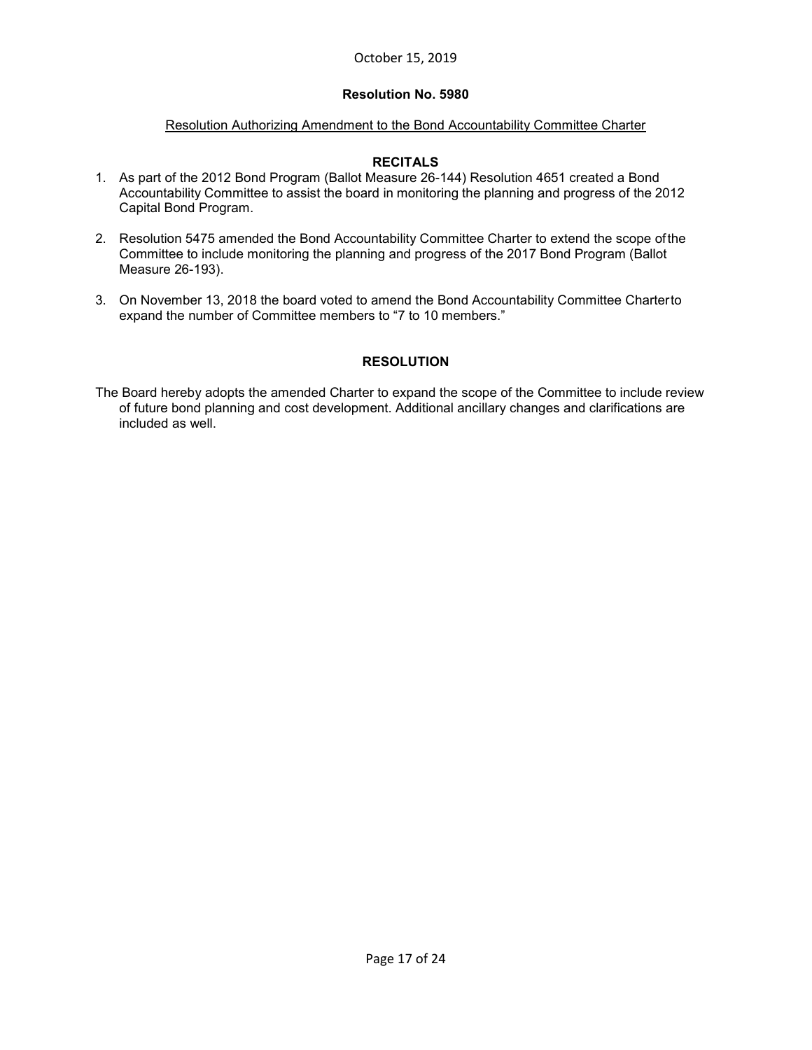October 15, 2019

**Resolution No. 5980**

Resolution Authorizing Amendment to the Bond Accountability Committee Charter

**RECITALS**

1. As part of the 2012 Bond Program (Ballot Measure 26-144) Resolution 4651 created a Bond Accountability Committee to assist the board in monitoring the planning and progress of the 2012 Capital Bond Program.

2. Resolution 5475 amended the Bond Accountability Committee Charter to extend the scope of the Committee to include monitoring the planning and progress of the 2017 Bond Program (Ballot Measure 26-193).

3. On November 13, 2018 the board voted to amend the Bond Accountability Committee Charter to expand the number of Committee members to "7 to 10 members."

**RESOLUTION**

The Board hereby adopts the amended Charter to expand the scope of the Committee to include review of future bond planning and cost development. Additional ancillary changes and clarifications are included as well.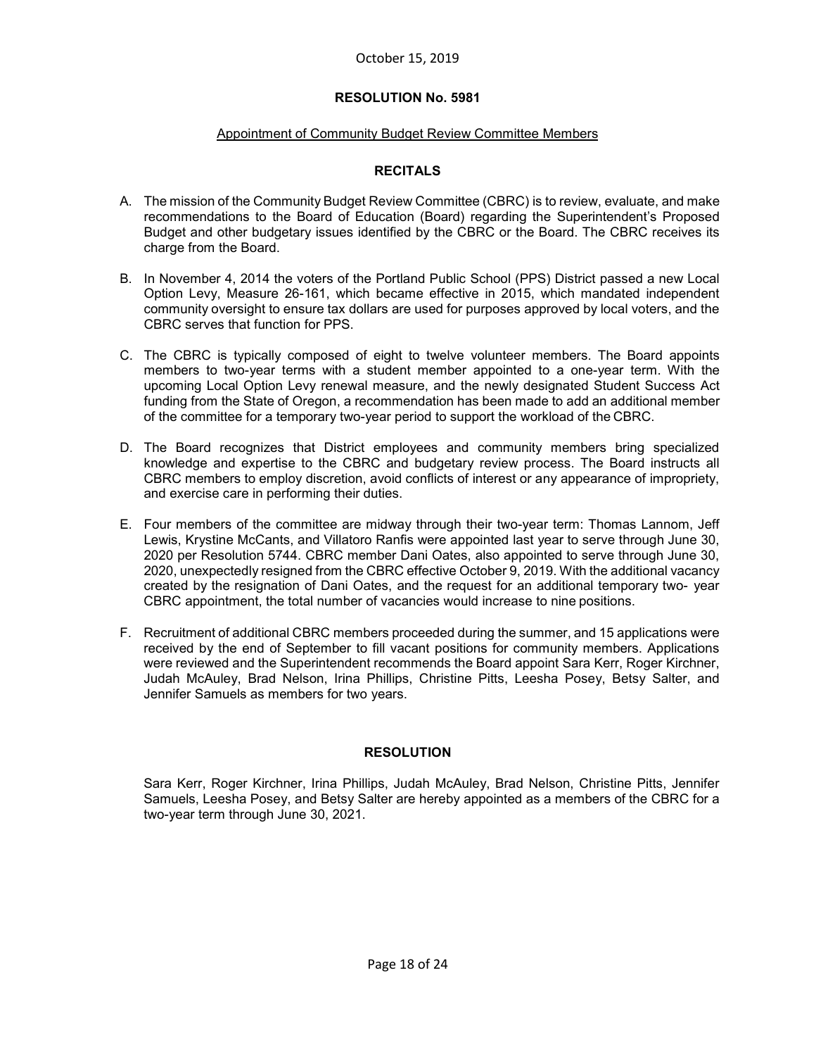October 15, 2019

**RESOLUTION No. 5981**

Appointment of Community Budget Review Committee Members

**RECITALS**

A. The mission of the Community Budget Review Committee (CBRC) is to review, evaluate, and make recommendations to the Board of Education (Board) regarding the Superintendent's Proposed Budget and other budgetary issues identified by the CBRC or the Board. The CBRC receives its charge from the Board.

B. In November 4, 2014 the voters of the Portland Public School (PPS) District passed a new Local Option Levy, Measure 26-161, which became effective in 2015, which mandated independent community oversight to ensure tax dollars are used for purposes approved by local voters, and the CBRC serves that function for PPS.

C. The CBRC is typically composed of eight to twelve volunteer members. The Board appoints members to two-year terms with a student member appointed to a one-year term. With the upcoming Local Option Levy renewal measure, and the newly designated Student Success Act funding from the State of Oregon, a recommendation has been made to add an additional member of the committee for a temporary two-year period to support the workload of the CBRC.

D. The Board recognizes that District employees and community members bring specialized knowledge and expertise to the CBRC and budgetary review process. The Board instructs all CBRC members to employ discretion, avoid conflicts of interest or any appearance of impropriety, and exercise care in performing their duties.

E. Four members of the committee are midway through their two-year term: Thomas Lannom, Jeff Lewis, Krystine McCants, and Villatoro Ranfis were appointed last year to serve through June 30, 2020 per Resolution 5744. CBRC member Dani Oates, also appointed to serve through June 30, 2020, unexpectedly resigned from the CBRC effective October 9, 2019. With the additional vacancy created by the resignation of Dani Oates, and the request for an additional temporary two- year CBRC appointment, the total number of vacancies would increase to nine positions.

F. Recruitment of additional CBRC members proceeded during the summer, and 15 applications were received by the end of September to fill vacant positions for community members. Applications were reviewed and the Superintendent recommends the Board appoint Sara Kerr, Roger Kirchner, Judah McAuley, Brad Nelson, Irina Phillips, Christine Pitts, Leesha Posey, Betsy Salter, and Jennifer Samuels as members for two years.

**RESOLUTION**

Sara Kerr, Roger Kirchner, Irina Phillips, Judah McAuley, Brad Nelson, Christine Pitts, Jennifer Samuels, Leesha Posey, and Betsy Salter are hereby appointed as a members of the CBRC for a two-year term through June 30, 2021.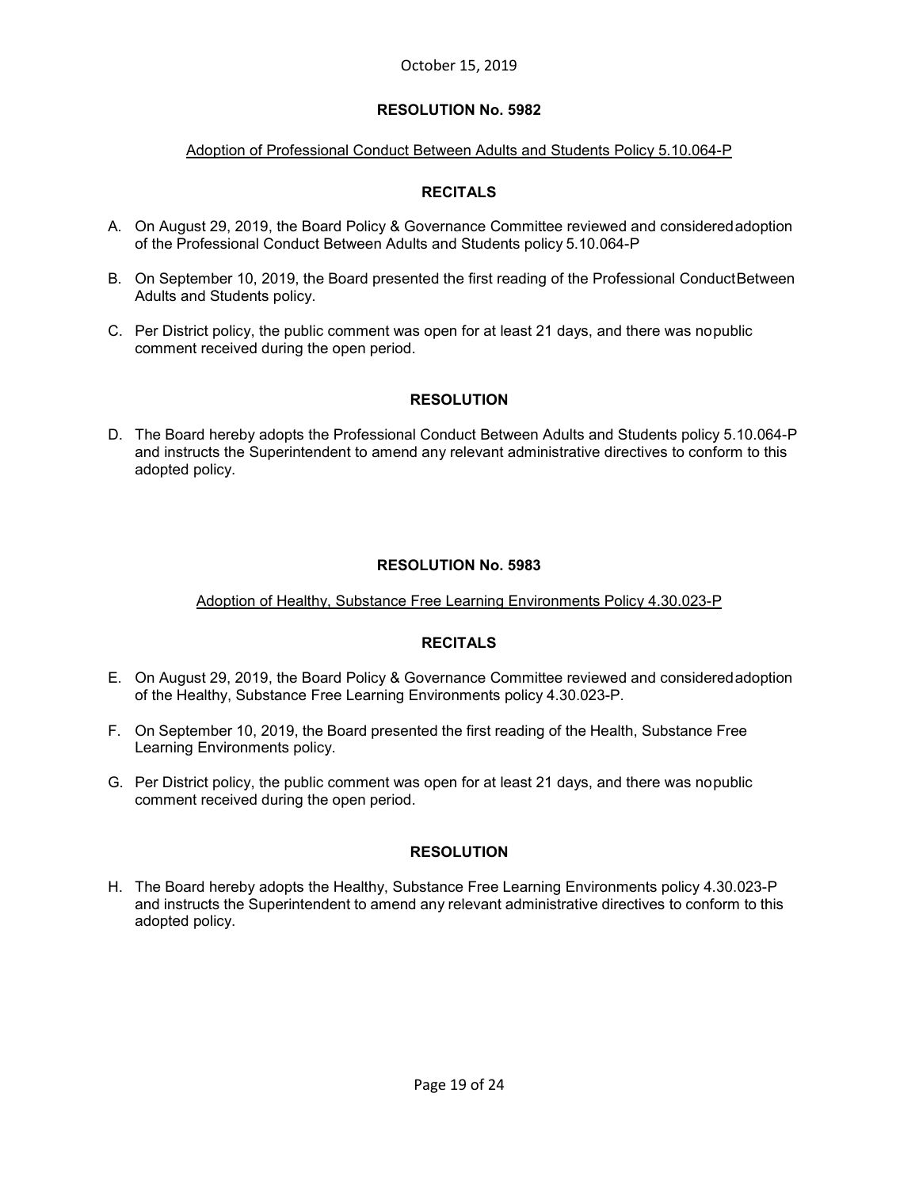October 15, 2019

**RESOLUTION No. 5982**

Adoption of Professional Conduct Between Adults and Students Policy 5.10.064-P

**RECITALS**

A. On August 29, 2019, the Board Policy & Governance Committee reviewed and considered adoption of the Professional Conduct Between Adults and Students policy 5.10.064-P

B. On September 10, 2019, the Board presented the first reading of the Professional Conduct Between Adults and Students policy.

C. Per District policy, the public comment was open for at least 21 days, and there was no public comment received during the open period.

**RESOLUTION**

D. The Board hereby adopts the Professional Conduct Between Adults and Students policy 5.10.064-P and instructs the Superintendent to amend any relevant administrative directives to conform to this adopted policy.

**RESOLUTION No. 5983**

Adoption of Healthy, Substance Free Learning Environments Policy 4.30.023-P

**RECITALS**

E. On August 29, 2019, the Board Policy & Governance Committee reviewed and considered adoption of the Healthy, Substance Free Learning Environments policy 4.30.023-P.

F. On September 10, 2019, the Board presented the first reading of the Health, Substance Free Learning Environments policy.

G. Per District policy, the public comment was open for at least 21 days, and there was no public comment received during the open period.

**RESOLUTION**

H. The Board hereby adopts the Healthy, Substance Free Learning Environments policy 4.30.023-P and instructs the Superintendent to amend any relevant administrative directives to conform to this adopted policy.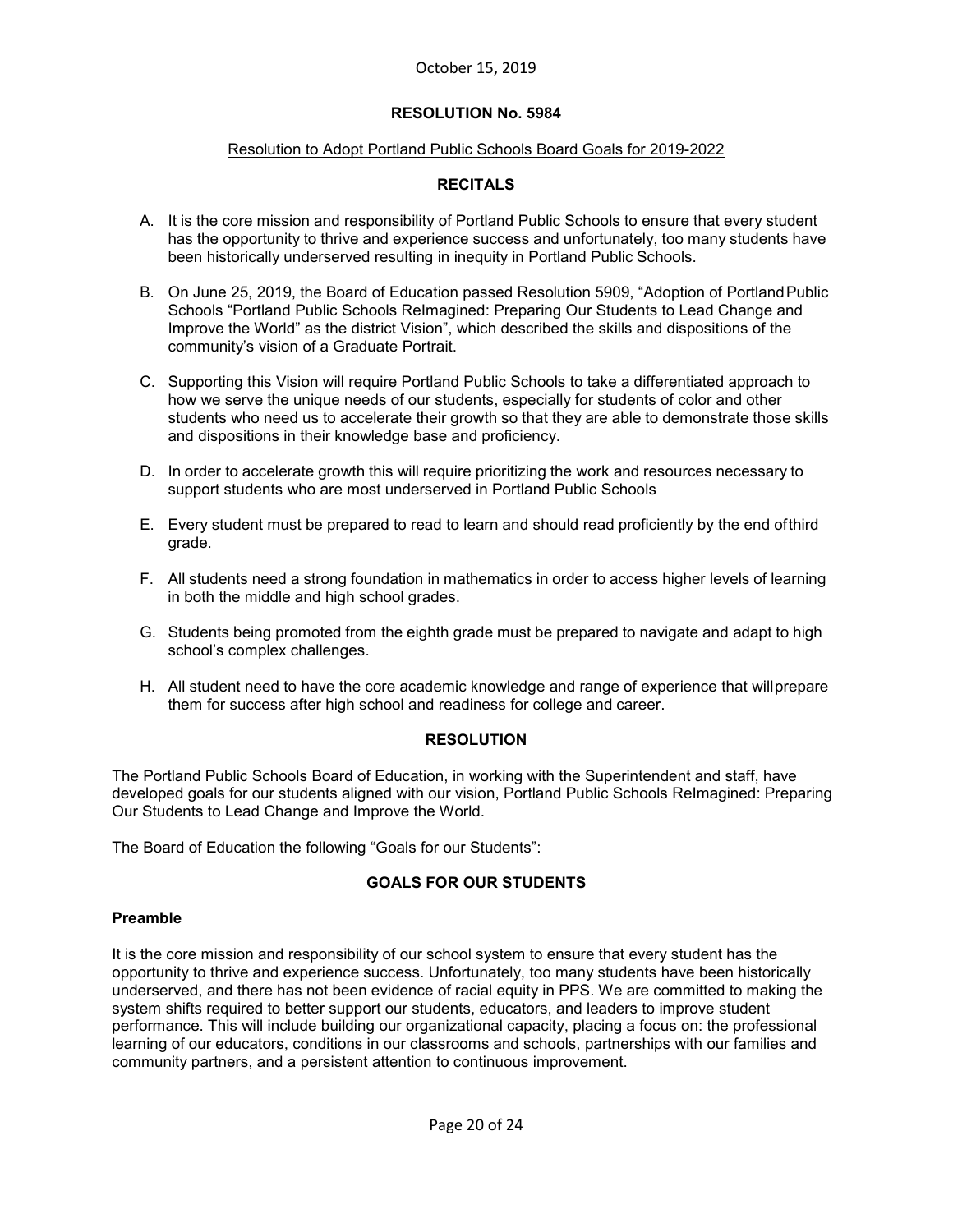October 15, 2019

**RESOLUTION No. 5984**

Resolution to Adopt Portland Public Schools Board Goals for 2019-2022

**RECITALS**

A. It is the core mission and responsibility of Portland Public Schools to ensure that every student has the opportunity to thrive and experience success and unfortunately, too many students have been historically underserved resulting in inequity in Portland Public Schools.

B. On June 25, 2019, the Board of Education passed Resolution 5909, "Adoption of Portland Public Schools "Portland Public Schools ReImagined: Preparing Our Students to Lead Change and Improve the World" as the district Vision", which described the skills and dispositions of the community's vision of a Graduate Portrait.

C. Supporting this Vision will require Portland Public Schools to take a differentiated approach to how we serve the unique needs of our students, especially for students of color and other students who need us to accelerate their growth so that they are able to demonstrate those skills and dispositions in their knowledge base and proficiency.

D. In order to accelerate growth this will require prioritizing the work and resources necessary to support students who are most underserved in Portland Public Schools

E. Every student must be prepared to read to learn and should read proficiently by the end of third grade.

F. All students need a strong foundation in mathematics in order to access higher levels of learning in both the middle and high school grades.

G. Students being promoted from the eighth grade must be prepared to navigate and adapt to high school's complex challenges.

H. All student need to have the core academic knowledge and range of experience that will prepare them for success after high school and readiness for college and career.

**RESOLUTION**

The Portland Public Schools Board of Education, in working with the Superintendent and staff, have developed goals for our students aligned with our vision, Portland Public Schools ReImagined: Preparing Our Students to Lead Change and Improve the World.

The Board of Education the following "Goals for our Students":

**GOALS FOR OUR STUDENTS**

**Preamble**

It is the core mission and responsibility of our school system to ensure that every student has the opportunity to thrive and experience success. Unfortunately, too many students have been historically underserved, and there has not been evidence of racial equity in PPS. We are committed to making the system shifts required to better support our students, educators, and leaders to improve student performance. This will include building our organizational capacity, placing a focus on: the professional learning of our educators, conditions in our classrooms and schools, partnerships with our families and community partners, and a persistent attention to continuous improvement.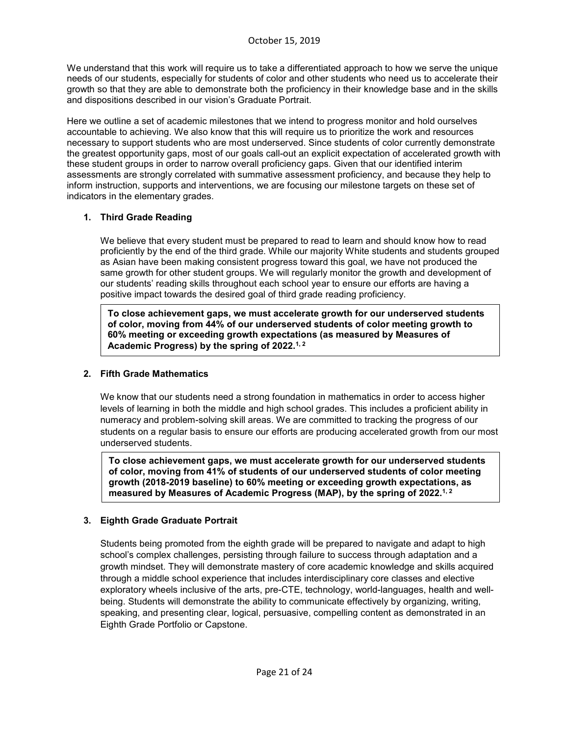We understand that this work will require us to take a differentiated approach to how we serve the unique needs of our students, especially for students of color and other students who need us to accelerate their growth so that they are able to demonstrate both the proficiency in their knowledge base and in the skills and dispositions described in our vision's Graduate Portrait.

Here we outline a set of academic milestones that we intend to progress monitor and hold ourselves accountable to achieving. We also know that this will require us to prioritize the work and resources necessary to support students who are most underserved. Since students of color currently demonstrate the greatest opportunity gaps, most of our goals call-out an explicit expectation of accelerated growth with these student groups in order to narrow overall proficiency gaps. Given that our identified interim assessments are strongly correlated with summative assessment proficiency, and because they help to inform instruction, supports and interventions, we are focusing our milestone targets on these set of indicators in the elementary grades.

1. **Third Grade Reading**

   We believe that every student must be prepared to read to learn and should know how to read proficiently by the end of the third grade. While our majority White students and students grouped as Asian have been making consistent progress toward this goal, we have not produced the same growth for other student groups. We will regularly monitor the growth and development of our students' reading skills throughout each school year to ensure our efforts are having a positive impact towards the desired goal of third grade reading proficiency.

   **To close achievement gaps, we must accelerate growth for our underserved students of color, moving from 44% of our underserved students of color meeting growth to 60% meeting or exceeding growth expectations (as measured by Measures of Academic Progress) by the spring of 2022.[1, 2]**

2. **Fifth Grade Mathematics**

   We know that our students need a strong foundation in mathematics in order to access higher levels of learning in both the middle and high school grades. This includes a proficient ability in numeracy and problem-solving skill areas. We are committed to tracking the progress of our students on a regular basis to ensure our efforts are producing accelerated growth from our most underserved students.

   **To close achievement gaps, we must accelerate growth for our underserved students of color, moving from 41% of students of our underserved students of color meeting growth (2018-2019 baseline) to 60% meeting or exceeding growth expectations, as measured by Measures of Academic Progress (MAP), by the spring of 2022.[1, 2]**

3. **Eighth Grade Graduate Portrait**

   Students being promoted from the eighth grade will be prepared to navigate and adapt to high school's complex challenges, persisting through failure to success through adaptation and a growth mindset. They will demonstrate mastery of core academic knowledge and skills acquired through a middle school experience that includes interdisciplinary core classes and elective exploratory wheels inclusive of the arts, pre-CTE, technology, world-languages, health and well-being. Students will demonstrate the ability to communicate effectively by organizing, writing, speaking, and presenting clear, logical, persuasive, compelling content as demonstrated in an Eighth Grade Portfolio or Capstone.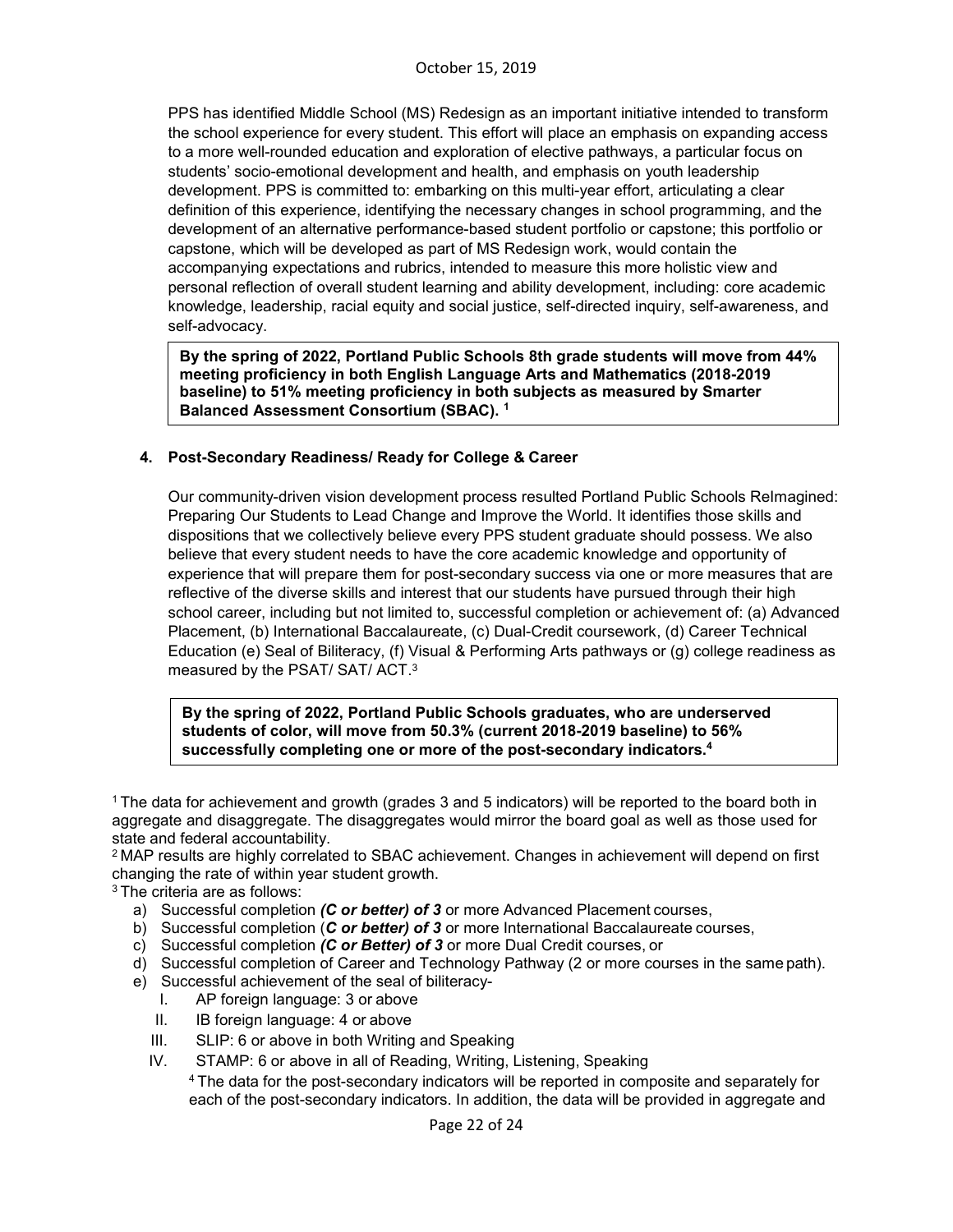PPS has identified Middle School (MS) Redesign as an important initiative intended to transform the school experience for every student. This effort will place an emphasis on expanding access to a more well-rounded education and exploration of elective pathways, a particular focus on students' socio-emotional development and health, and emphasis on youth leadership development. PPS is committed to: embarking on this multi-year effort, articulating a clear definition of this experience, identifying the necessary changes in school programming, and the development of an alternative performance-based student portfolio or capstone; this portfolio or capstone, which will be developed as part of MS Redesign work, would contain the accompanying expectations and rubrics, intended to measure this more holistic view and personal reflection of overall student learning and ability development, including: core academic knowledge, leadership, racial equity and social justice, self-directed inquiry, self-awareness, and self-advocacy.

**By the spring of 2022, Portland Public Schools 8th grade students will move from 44% meeting proficiency in both English Language Arts and Mathematics (2018-2019 baseline) to 51% meeting proficiency in both subjects as measured by Smarter Balanced Assessment Consortium (SBAC).** [1]

### 4. Post-Secondary Readiness/ Ready for College & Career

Our community-driven vision development process resulted Portland Public Schools ReImagined: Preparing Our Students to Lead Change and Improve the World. It identifies those skills and dispositions that we collectively believe every PPS student graduate should possess. We also believe that every student needs to have the core academic knowledge and opportunity of experience that will prepare them for post-secondary success via one or more measures that are reflective of the diverse skills and interest that our students have pursued through their high school career, including but not limited to, successful completion or achievement of: (a) Advanced Placement, (b) International Baccalaureate, (c) Dual-Credit coursework, (d) Career Technical Education (e) Seal of Biliteracy, (f) Visual & Performing Arts pathways or (g) college readiness as measured by the PSAT/ SAT/ ACT.[3]

**By the spring of 2022, Portland Public Schools graduates, who are underserved students of color, will move from 50.3% (current 2018-2019 baseline) to 56% successfully completing one or more of the post-secondary indicators.**[4]

---

[1] The data for achievement and growth (grades 3 and 5 indicators) will be reported to the board both in aggregate and disaggregate. The disaggregates would mirror the board goal as well as those used for state and federal accountability.

[2] MAP results are highly correlated to SBAC achievement. Changes in achievement will depend on first changing the rate of within year student growth.

[3] The criteria are as follows:

a) Successful completion ***(C or better) of 3*** or more Advanced Placement courses,
b) Successful completion (***C or better) of 3*** or more International Baccalaureate courses,
c) Successful completion ***(C or Better) of 3*** or more Dual Credit courses, or
d) Successful completion of Career and Technology Pathway (2 or more courses in the same path).
e) Successful achievement of the seal of biliteracy-
   I. AP foreign language: 3 or above
   II. IB foreign language: 4 or above
   III. SLIP: 6 or above in both Writing and Speaking
   IV. STAMP: 6 or above in all of Reading, Writing, Listening, Speaking

[4] The data for the post-secondary indicators will be reported in composite and separately for each of the post-secondary indicators. In addition, the data will be provided in aggregate and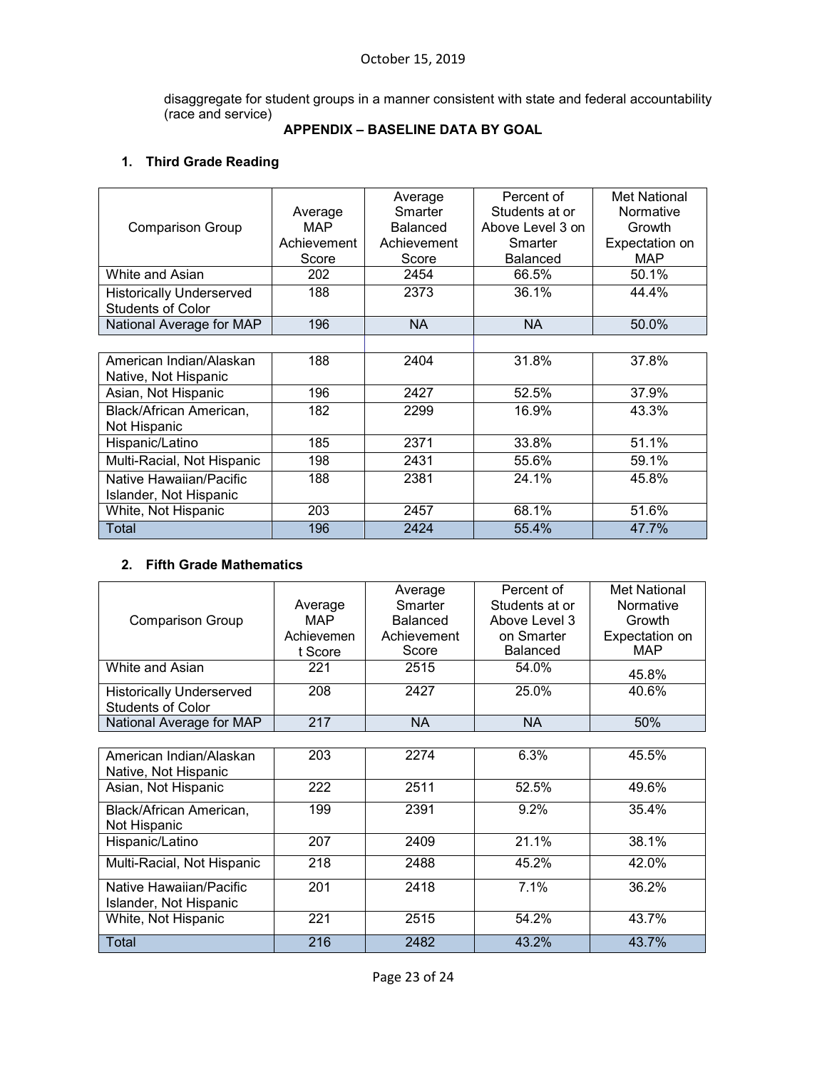disaggregate for student groups in a manner consistent with state and federal accountability (race and service)

## APPENDIX – BASELINE DATA BY GOAL

### 1. Third Grade Reading

| Comparison Group | Average MAP Achievement Score | Average Smarter Balanced Achievement Score | Percent of Students at or Above Level 3 on Smarter Balanced | Met National Normative Growth Expectation on MAP |
|---|---|---|---|---|
| White and Asian | 202 | 2454 | 66.5% | 50.1% |
| Historically Underserved Students of Color | 188 | 2373 | 36.1% | 44.4% |
| National Average for MAP | 196 | NA | NA | 50.0% |
| | | | | |
| American Indian/Alaskan Native, Not Hispanic | 188 | 2404 | 31.8% | 37.8% |
| Asian, Not Hispanic | 196 | 2427 | 52.5% | 37.9% |
| Black/African American, Not Hispanic | 182 | 2299 | 16.9% | 43.3% |
| Hispanic/Latino | 185 | 2371 | 33.8% | 51.1% |
| Multi-Racial, Not Hispanic | 198 | 2431 | 55.6% | 59.1% |
| Native Hawaiian/Pacific Islander, Not Hispanic | 188 | 2381 | 24.1% | 45.8% |
| White, Not Hispanic | 203 | 2457 | 68.1% | 51.6% |
| Total | 196 | 2424 | 55.4% | 47.7% |

### 2. Fifth Grade Mathematics

| Comparison Group | Average MAP Achievement Score | Average Smarter Balanced Achievement Score | Percent of Students at or Above Level 3 on Smarter Balanced | Met National Normative Growth Expectation on MAP |
|---|---|---|---|---|
| White and Asian | 221 | 2515 | 54.0% | 45.8% |
| Historically Underserved Students of Color | 208 | 2427 | 25.0% | 40.6% |
| National Average for MAP | 217 | NA | NA | 50% |
| | | | | |
| American Indian/Alaskan Native, Not Hispanic | 203 | 2274 | 6.3% | 45.5% |
| Asian, Not Hispanic | 222 | 2511 | 52.5% | 49.6% |
| Black/African American, Not Hispanic | 199 | 2391 | 9.2% | 35.4% |
| Hispanic/Latino | 207 | 2409 | 21.1% | 38.1% |
| Multi-Racial, Not Hispanic | 218 | 2488 | 45.2% | 42.0% |
| Native Hawaiian/Pacific Islander, Not Hispanic | 201 | 2418 | 7.1% | 36.2% |
| White, Not Hispanic | 221 | 2515 | 54.2% | 43.7% |
| Total | 216 | 2482 | 43.2% | 43.7% |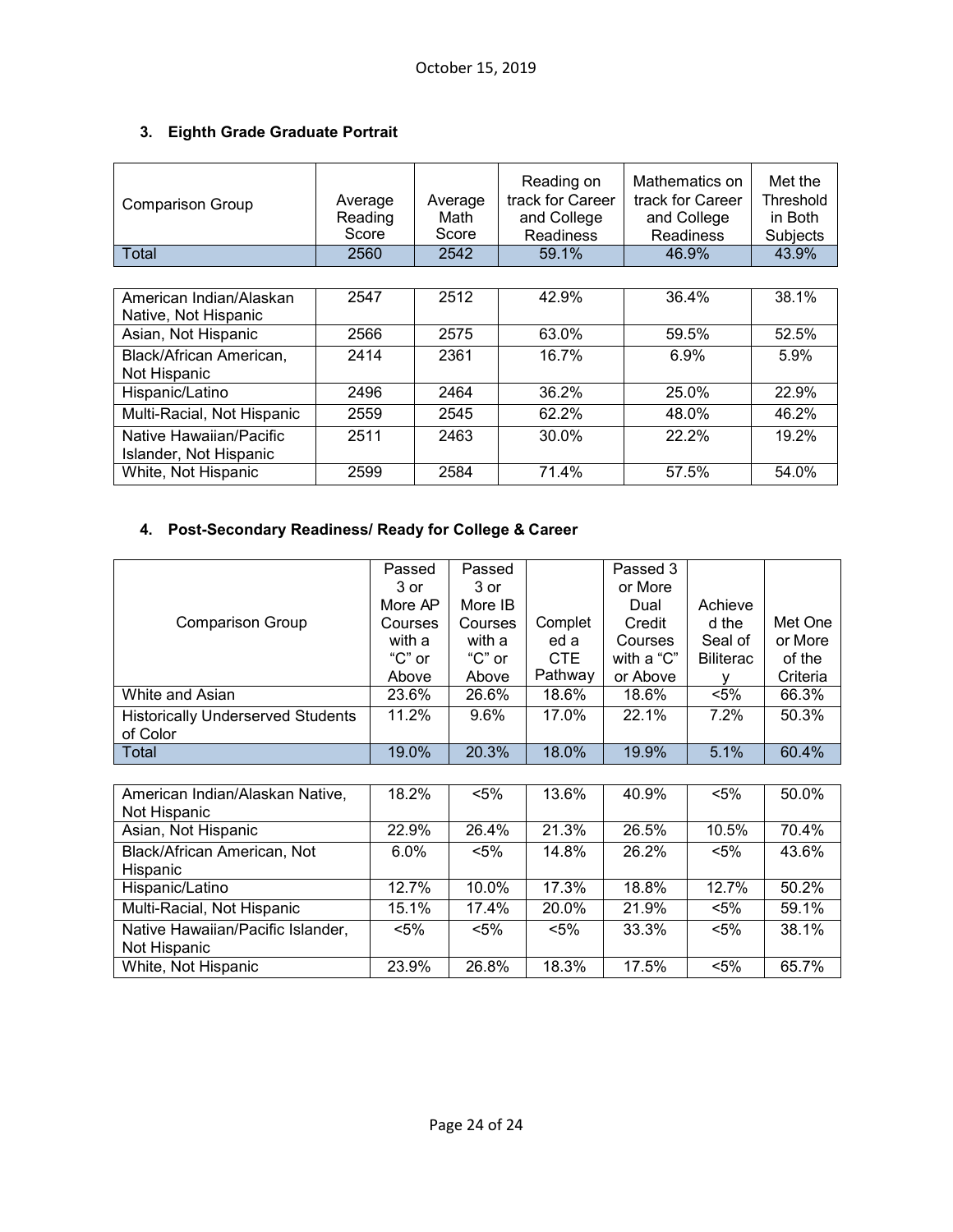### 3. Eighth Grade Graduate Portrait

| Comparison Group | Average Reading Score | Average Math Score | Reading on track for Career and College Readiness | Mathematics on track for Career and College Readiness | Met the Threshold in Both Subjects |
|---|---|---|---|---|---|
| Total | 2560 | 2542 | 59.1% | 46.9% | 43.9% |
| American Indian/Alaskan Native, Not Hispanic | 2547 | 2512 | 42.9% | 36.4% | 38.1% |
| Asian, Not Hispanic | 2566 | 2575 | 63.0% | 59.5% | 52.5% |
| Black/African American, Not Hispanic | 2414 | 2361 | 16.7% | 6.9% | 5.9% |
| Hispanic/Latino | 2496 | 2464 | 36.2% | 25.0% | 22.9% |
| Multi-Racial, Not Hispanic | 2559 | 2545 | 62.2% | 48.0% | 46.2% |
| Native Hawaiian/Pacific Islander, Not Hispanic | 2511 | 2463 | 30.0% | 22.2% | 19.2% |
| White, Not Hispanic | 2599 | 2584 | 71.4% | 57.5% | 54.0% |

### 4. Post-Secondary Readiness/ Ready for College & Career

| Comparison Group | Passed 3 or More AP Courses with a "C" or Above | Passed 3 or More IB Courses with a "C" or Above | Completed a CTE Pathway | Passed 3 or More Dual Credit Courses with a "C" or Above | Achieved the Seal of Biliteracy | Met One or More of the Criteria |
|---|---|---|---|---|---|---|
| White and Asian | 23.6% | 26.6% | 18.6% | 18.6% | <5% | 66.3% |
| Historically Underserved Students of Color | 11.2% | 9.6% | 17.0% | 22.1% | 7.2% | 50.3% |
| Total | 19.0% | 20.3% | 18.0% | 19.9% | 5.1% | 60.4% |
| American Indian/Alaskan Native, Not Hispanic | 18.2% | <5% | 13.6% | 40.9% | <5% | 50.0% |
| Asian, Not Hispanic | 22.9% | 26.4% | 21.3% | 26.5% | 10.5% | 70.4% |
| Black/African American, Not Hispanic | 6.0% | <5% | 14.8% | 26.2% | <5% | 43.6% |
| Hispanic/Latino | 12.7% | 10.0% | 17.3% | 18.8% | 12.7% | 50.2% |
| Multi-Racial, Not Hispanic | 15.1% | 17.4% | 20.0% | 21.9% | <5% | 59.1% |
| Native Hawaiian/Pacific Islander, Not Hispanic | <5% | <5% | <5% | 33.3% | <5% | 38.1% |
| White, Not Hispanic | 23.9% | 26.8% | 18.3% | 17.5% | <5% | 65.7% |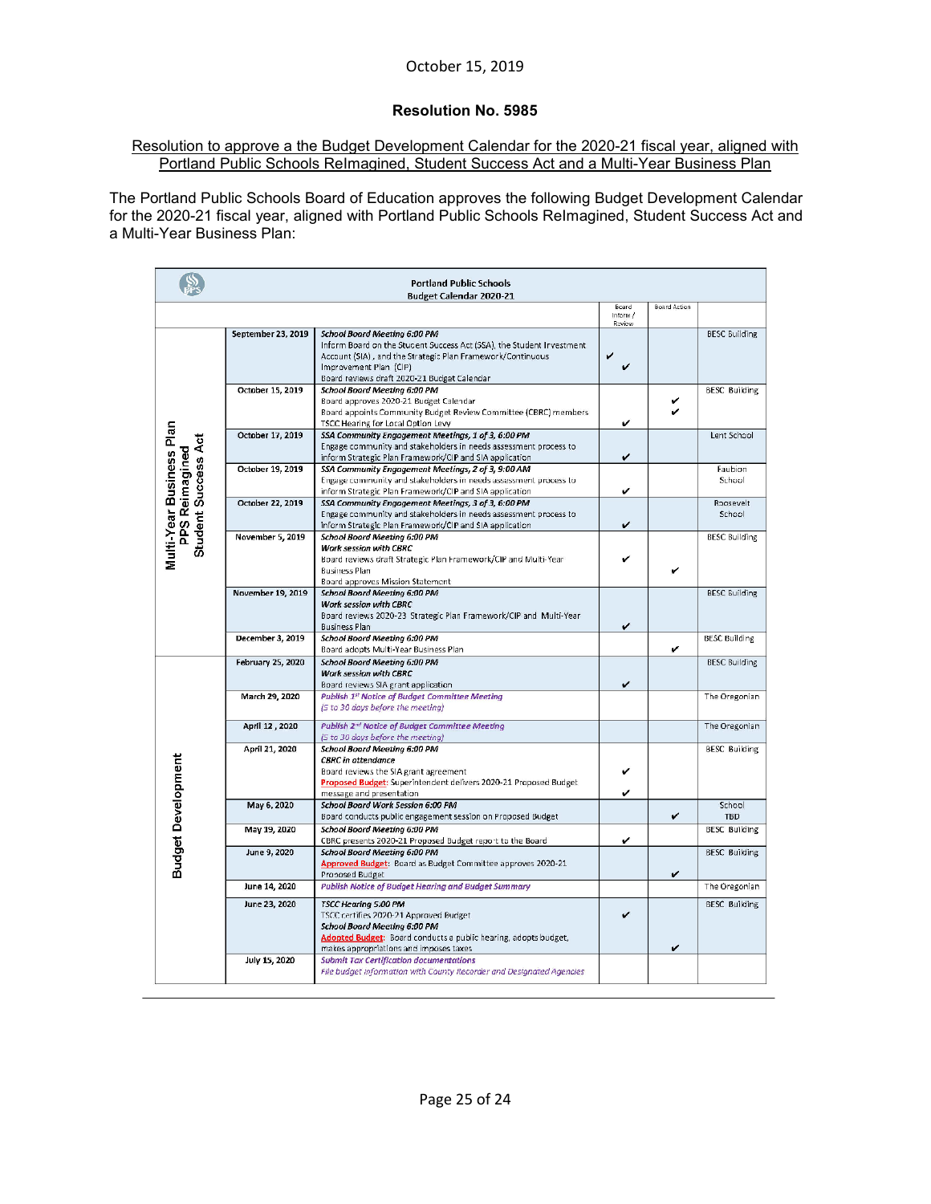October 15, 2019

# Resolution No. 5985

Resolution to approve a the Budget Development Calendar for the 2020-21 fiscal year, aligned with Portland Public Schools ReImagined, Student Success Act and a Multi-Year Business Plan

The Portland Public Schools Board of Education approves the following Budget Development Calendar for the 2020-21 fiscal year, aligned with Portland Public Schools ReImagined, Student Success Act and a Multi-Year Business Plan:

**Portland Public Schools**
**Budget Calendar 2020-21**

| | Date | Description | Board Inform / Review | Board Action | Location |
|---|---|---|---|---|---|
| Multi-Year Business Plan / PPS Reimagined / Student Success Act | September 23, 2019 | *School Board Meeting 6:00 PM*<br>Inform Board on the Student Success Act (SSA), the Student Investment Account (SIA), and the Strategic Plan Framework/Continuous Improvement Plan (CIP)<br>Board reviews draft 2020-21 Budget Calendar | ✔<br>✔ | | BESC Building |
| | October 15, 2019 | *School Board Meeting 6:00 PM*<br>Board approves 2020-21 Budget Calendar<br>Board appoints Community Budget Review Committee (CBRC) members<br>TSCC Hearing for Local Option Levy | ✔ | ✔<br>✔ | BESC Building |
| | October 17, 2019 | *SSA Community Engagement Meetings, 1 of 3, 6:00 PM*<br>Engage community and stakeholders in needs assessment process to inform Strategic Plan Framework/CIP and SIA application | ✔ | | Lent School |
| | October 19, 2019 | *SSA Community Engagement Meetings, 2 of 3, 9:00 AM*<br>Engage community and stakeholders in needs assessment process to inform Strategic Plan Framework/CIP and SIA application | ✔ | | Faubion School |
| | October 22, 2019 | *SSA Community Engagement Meetings, 3 of 3, 6:00 PM*<br>Engage community and stakeholders in needs assessment process to inform Strategic Plan Framework/CIP and SIA application | ✔ | | Roosevelt School |
| | November 5, 2019 | *School Board Meeting 6:00 PM*<br>*Work session with CBRC*<br>Board reviews draft Strategic Plan Framework/CIP and Multi-Year Business Plan<br>Board approves Mission Statement | ✔ | ✔ | BESC Building |
| | November 19, 2019 | *School Board Meeting 6:00 PM*<br>*Work session with CBRC*<br>Board reviews 2020-23 Strategic Plan Framework/CIP and Multi-Year Business Plan | ✔ | | BESC Building |
| | December 3, 2019 | *School Board Meeting 6:00 PM*<br>Board adopts Multi-Year Business Plan | | ✔ | BESC Building |
| Budget Development | February 25, 2020 | *School Board Meeting 6:00 PM*<br>*Work session with CBRC*<br>Board reviews SIA grant application | ✔ | | BESC Building |
| | March 29, 2020 | *Publish 1st Notice of Budget Committee Meeting*<br>*(5 to 30 days before the meeting)* | | | The Oregonian |
| | April 12, 2020 | *Publish 2nd Notice of Budget Committee Meeting*<br>*(5 to 30 days before the meeting)* | | | The Oregonian |
| | April 21, 2020 | *School Board Meeting 6:00 PM*<br>*CBRC in attendance*<br>Board reviews the SIA grant agreement<br>Proposed Budget: Superintendent delivers 2020-21 Proposed Budget message and presentation | ✔<br>✔ | | BESC Building |
| | May 6, 2020 | *School Board Work Session 6:00 PM*<br>Board conducts public engagement session on Proposed Budget | | ✔ | School TBD |
| | May 19, 2020 | *School Board Meeting 6:00 PM*<br>CBRC presents 2020-21 Proposed Budget report to the Board | ✔ | | BESC Building |
| | June 9, 2020 | *School Board Meeting 6:00 PM*<br>Approved Budget: Board as Budget Committee approves 2020-21 Proposed Budget | | ✔ | BESC Building |
| | June 14, 2020 | *Publish Notice of Budget Hearing and Budget Summary* | | | The Oregonian |
| | June 23, 2020 | *TSCC Hearing 5:00 PM*<br>TSCC certifies 2020-21 Approved Budget<br>*School Board Meeting 6:00 PM*<br>Adopted Budget: Board conducts a public hearing, adopts budget, makes appropriations and imposes taxes | ✔ | ✔ | BESC Building |
| | July 15, 2020 | *Submit Tax Certification documentations*<br>*File budget information with County Recorder and Designated Agencies* | | | |